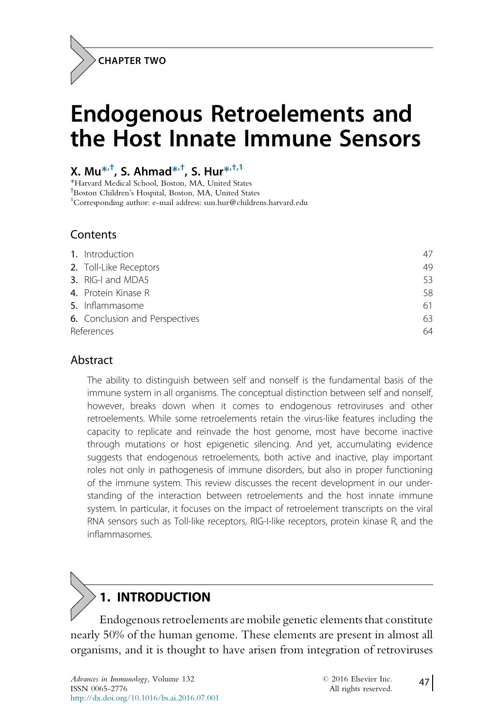CHAPTER TWO

# Endogenous Retroelements and the Host Innate Immune Sensors

## X. Mu[*,†], S. Ahmad[*,†], S. Hur[*,†,1]

[*]Harvard Medical School, Boston, MA, United States
[†]Boston Children's Hospital, Boston, MA, United States
[1]Corresponding author: e-mail address: sun.hur@childrens.harvard.edu

## Contents

| | |
|---|---|
| 1. Introduction | 47 |
| 2. Toll-Like Receptors | 49 |
| 3. RIG-I and MDA5 | 53 |
| 4. Protein Kinase R | 58 |
| 5. Inflammasome | 61 |
| 6. Conclusion and Perspectives | 63 |
| References | 64 |

## Abstract

The ability to distinguish between self and nonself is the fundamental basis of the immune system in all organisms. The conceptual distinction between self and nonself, however, breaks down when it comes to endogenous retroviruses and other retroelements. While some retroelements retain the virus-like features including the capacity to replicate and reinvade the host genome, most have become inactive through mutations or host epigenetic silencing. And yet, accumulating evidence suggests that endogenous retroelements, both active and inactive, play important roles not only in pathogenesis of immune disorders, but also in proper functioning of the immune system. This review discusses the recent development in our understanding of the interaction between retroelements and the host innate immune system. In particular, it focuses on the impact of retroelement transcripts on the viral RNA sensors such as Toll-like receptors, RIG-I-like receptors, protein kinase R, and the inflammasomes.

# 1. INTRODUCTION

Endogenous retroelements are mobile genetic elements that constitute nearly 50% of the human genome. These elements are present in almost all organisms, and it is thought to have arisen from integration of retroviruses

*Advances in Immunology*, Volume 132
ISSN 0065-2776
http://dx.doi.org/10.1016/bs.ai.2016.07.001

© 2016 Elsevier Inc.
All rights reserved.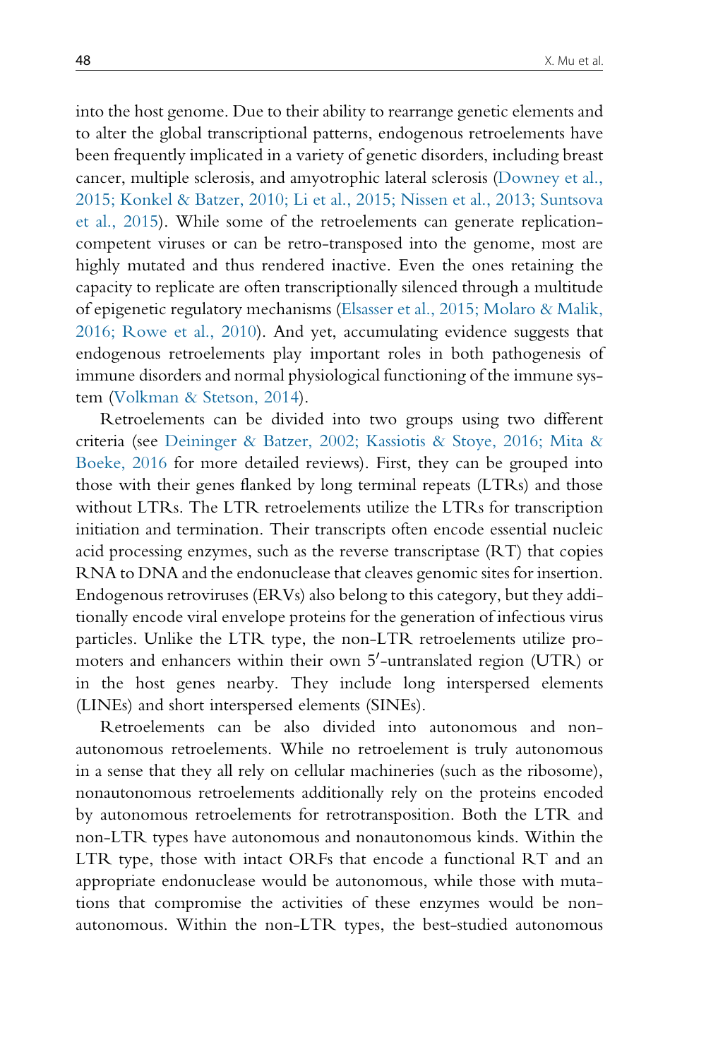into the host genome. Due to their ability to rearrange genetic elements and to alter the global transcriptional patterns, endogenous retroelements have been frequently implicated in a variety of genetic disorders, including breast cancer, multiple sclerosis, and amyotrophic lateral sclerosis (Downey et al., 2015; Konkel & Batzer, 2010; Li et al., 2015; Nissen et al., 2013; Suntsova et al., 2015). While some of the retroelements can generate replication-competent viruses or can be retro-transposed into the genome, most are highly mutated and thus rendered inactive. Even the ones retaining the capacity to replicate are often transcriptionally silenced through a multitude of epigenetic regulatory mechanisms (Elsasser et al., 2015; Molaro & Malik, 2016; Rowe et al., 2010). And yet, accumulating evidence suggests that endogenous retroelements play important roles in both pathogenesis of immune disorders and normal physiological functioning of the immune system (Volkman & Stetson, 2014).

Retroelements can be divided into two groups using two different criteria (see Deininger & Batzer, 2002; Kassiotis & Stoye, 2016; Mita & Boeke, 2016 for more detailed reviews). First, they can be grouped into those with their genes flanked by long terminal repeats (LTRs) and those without LTRs. The LTR retroelements utilize the LTRs for transcription initiation and termination. Their transcripts often encode essential nucleic acid processing enzymes, such as the reverse transcriptase (RT) that copies RNA to DNA and the endonuclease that cleaves genomic sites for insertion. Endogenous retroviruses (ERVs) also belong to this category, but they additionally encode viral envelope proteins for the generation of infectious virus particles. Unlike the LTR type, the non-LTR retroelements utilize promoters and enhancers within their own 5′-untranslated region (UTR) or in the host genes nearby. They include long interspersed elements (LINEs) and short interspersed elements (SINEs).

Retroelements can be also divided into autonomous and non-autonomous retroelements. While no retroelement is truly autonomous in a sense that they all rely on cellular machineries (such as the ribosome), nonautonomous retroelements additionally rely on the proteins encoded by autonomous retroelements for retrotransposition. Both the LTR and non-LTR types have autonomous and nonautonomous kinds. Within the LTR type, those with intact ORFs that encode a functional RT and an appropriate endonuclease would be autonomous, while those with mutations that compromise the activities of these enzymes would be non-autonomous. Within the non-LTR types, the best-studied autonomous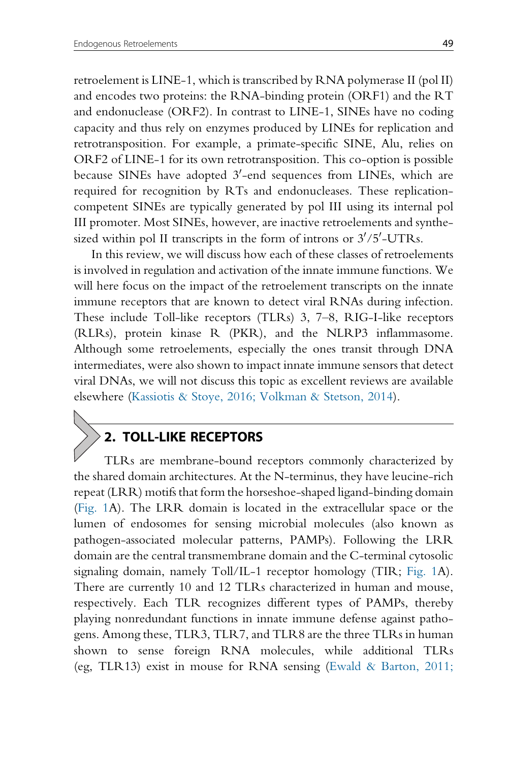retroelement is LINE-1, which is transcribed by RNA polymerase II (pol II) and encodes two proteins: the RNA-binding protein (ORF1) and the RT and endonuclease (ORF2). In contrast to LINE-1, SINEs have no coding capacity and thus rely on enzymes produced by LINEs for replication and retrotransposition. For example, a primate-specific SINE, Alu, relies on ORF2 of LINE-1 for its own retrotransposition. This co-option is possible because SINEs have adopted 3′-end sequences from LINEs, which are required for recognition by RTs and endonucleases. These replication-competent SINEs are typically generated by pol III using its internal pol III promoter. Most SINEs, however, are inactive retroelements and synthesized within pol II transcripts in the form of introns or 3′/5′-UTRs.

In this review, we will discuss how each of these classes of retroelements is involved in regulation and activation of the innate immune functions. We will here focus on the impact of the retroelement transcripts on the innate immune receptors that are known to detect viral RNAs during infection. These include Toll-like receptors (TLRs) 3, 7–8, RIG-I-like receptors (RLRs), protein kinase R (PKR), and the NLRP3 inflammasome. Although some retroelements, especially the ones transit through DNA intermediates, were also shown to impact innate immune sensors that detect viral DNAs, we will not discuss this topic as excellent reviews are available elsewhere (Kassiotis & Stoye, 2016; Volkman & Stetson, 2014).

## 2. TOLL-LIKE RECEPTORS

TLRs are membrane-bound receptors commonly characterized by the shared domain architectures. At the N-terminus, they have leucine-rich repeat (LRR) motifs that form the horseshoe-shaped ligand-binding domain (Fig. 1A). The LRR domain is located in the extracellular space or the lumen of endosomes for sensing microbial molecules (also known as pathogen-associated molecular patterns, PAMPs). Following the LRR domain are the central transmembrane domain and the C-terminal cytosolic signaling domain, namely Toll/IL-1 receptor homology (TIR; Fig. 1A). There are currently 10 and 12 TLRs characterized in human and mouse, respectively. Each TLR recognizes different types of PAMPs, thereby playing nonredundant functions in innate immune defense against pathogens. Among these, TLR3, TLR7, and TLR8 are the three TLRs in human shown to sense foreign RNA molecules, while additional TLRs (eg, TLR13) exist in mouse for RNA sensing (Ewald & Barton, 2011;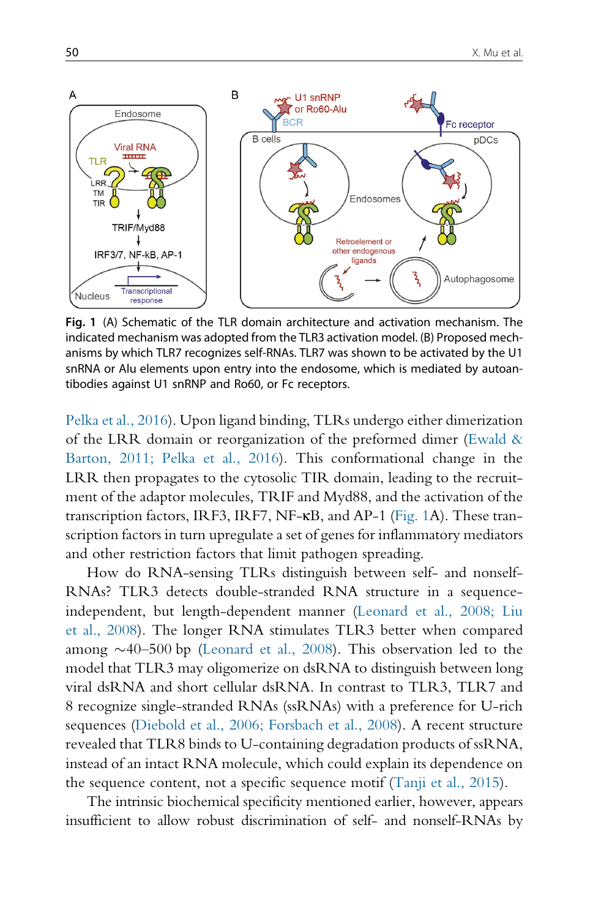**Fig. 1** (A) Schematic of the TLR domain architecture and activation mechanism. The indicated mechanism was adopted from the TLR3 activation model. (B) Proposed mechanisms by which TLR7 recognizes self-RNAs. TLR7 was shown to be activated by the U1 snRNA or Alu elements upon entry into the endosome, which is mediated by autoantibodies against U1 snRNP and Ro60, or Fc receptors.

Pelka et al., 2016). Upon ligand binding, TLRs undergo either dimerization of the LRR domain or reorganization of the preformed dimer (Ewald & Barton, 2011; Pelka et al., 2016). This conformational change in the LRR then propagates to the cytosolic TIR domain, leading to the recruitment of the adaptor molecules, TRIF and Myd88, and the activation of the transcription factors, IRF3, IRF7, NF-κB, and AP-1 (Fig. 1A). These transcription factors in turn upregulate a set of genes for inflammatory mediators and other restriction factors that limit pathogen spreading.

How do RNA-sensing TLRs distinguish between self- and nonself-RNAs? TLR3 detects double-stranded RNA structure in a sequence-independent, but length-dependent manner (Leonard et al., 2008; Liu et al., 2008). The longer RNA stimulates TLR3 better when compared among ~40–500 bp (Leonard et al., 2008). This observation led to the model that TLR3 may oligomerize on dsRNA to distinguish between long viral dsRNA and short cellular dsRNA. In contrast to TLR3, TLR7 and 8 recognize single-stranded RNAs (ssRNAs) with a preference for U-rich sequences (Diebold et al., 2006; Forsbach et al., 2008). A recent structure revealed that TLR8 binds to U-containing degradation products of ssRNA, instead of an intact RNA molecule, which could explain its dependence on the sequence content, not a specific sequence motif (Tanji et al., 2015).

The intrinsic biochemical specificity mentioned earlier, however, appears insufficient to allow robust discrimination of self- and nonself-RNAs by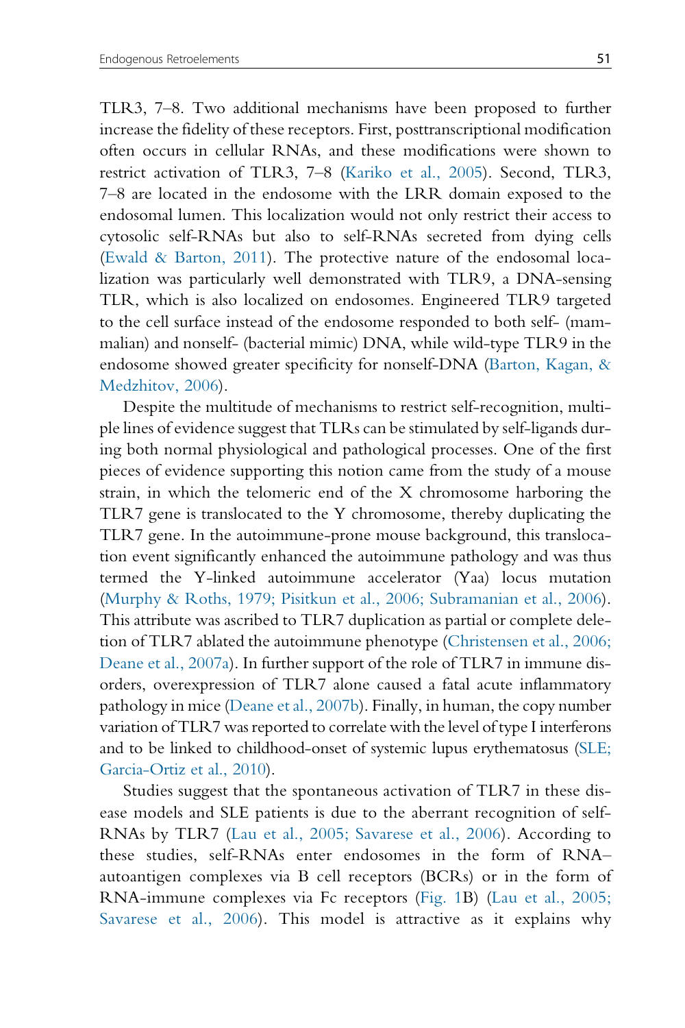TLR3, 7–8. Two additional mechanisms have been proposed to further increase the fidelity of these receptors. First, posttranscriptional modification often occurs in cellular RNAs, and these modifications were shown to restrict activation of TLR3, 7–8 (Kariko et al., 2005). Second, TLR3, 7–8 are located in the endosome with the LRR domain exposed to the endosomal lumen. This localization would not only restrict their access to cytosolic self-RNAs but also to self-RNAs secreted from dying cells (Ewald & Barton, 2011). The protective nature of the endosomal localization was particularly well demonstrated with TLR9, a DNA-sensing TLR, which is also localized on endosomes. Engineered TLR9 targeted to the cell surface instead of the endosome responded to both self- (mammalian) and nonself- (bacterial mimic) DNA, while wild-type TLR9 in the endosome showed greater specificity for nonself-DNA (Barton, Kagan, & Medzhitov, 2006).

Despite the multitude of mechanisms to restrict self-recognition, multiple lines of evidence suggest that TLRs can be stimulated by self-ligands during both normal physiological and pathological processes. One of the first pieces of evidence supporting this notion came from the study of a mouse strain, in which the telomeric end of the X chromosome harboring the TLR7 gene is translocated to the Y chromosome, thereby duplicating the TLR7 gene. In the autoimmune-prone mouse background, this translocation event significantly enhanced the autoimmune pathology and was thus termed the Y-linked autoimmune accelerator (Yaa) locus mutation (Murphy & Roths, 1979; Pisitkun et al., 2006; Subramanian et al., 2006). This attribute was ascribed to TLR7 duplication as partial or complete deletion of TLR7 ablated the autoimmune phenotype (Christensen et al., 2006; Deane et al., 2007a). In further support of the role of TLR7 in immune disorders, overexpression of TLR7 alone caused a fatal acute inflammatory pathology in mice (Deane et al., 2007b). Finally, in human, the copy number variation of TLR7 was reported to correlate with the level of type I interferons and to be linked to childhood-onset of systemic lupus erythematosus (SLE; Garcia-Ortiz et al., 2010).

Studies suggest that the spontaneous activation of TLR7 in these disease models and SLE patients is due to the aberrant recognition of self-RNAs by TLR7 (Lau et al., 2005; Savarese et al., 2006). According to these studies, self-RNAs enter endosomes in the form of RNA–autoantigen complexes via B cell receptors (BCRs) or in the form of RNA-immune complexes via Fc receptors (Fig. 1B) (Lau et al., 2005; Savarese et al., 2006). This model is attractive as it explains why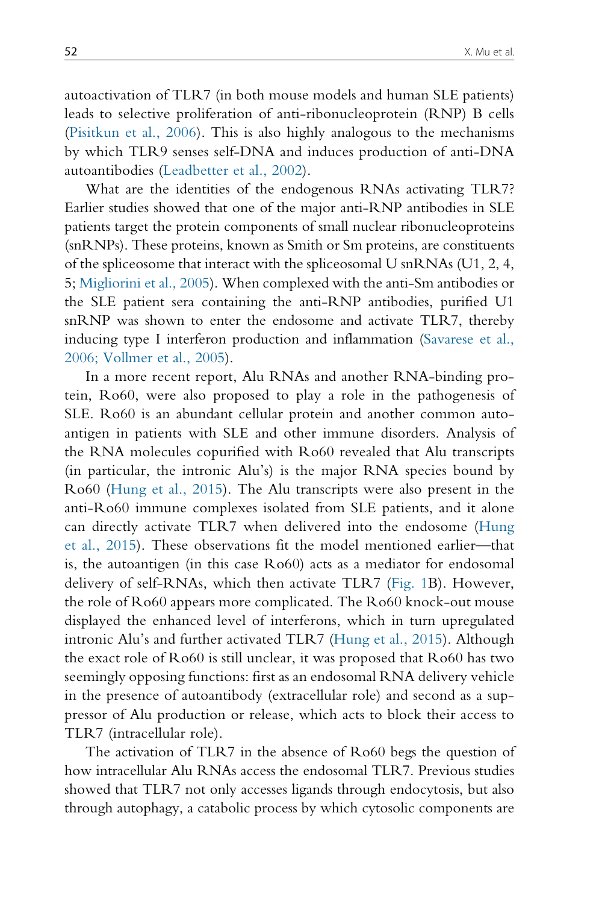autoactivation of TLR7 (in both mouse models and human SLE patients) leads to selective proliferation of anti-ribonucleoprotein (RNP) B cells (Pisitkun et al., 2006). This is also highly analogous to the mechanisms by which TLR9 senses self-DNA and induces production of anti-DNA autoantibodies (Leadbetter et al., 2002).

What are the identities of the endogenous RNAs activating TLR7? Earlier studies showed that one of the major anti-RNP antibodies in SLE patients target the protein components of small nuclear ribonucleoproteins (snRNPs). These proteins, known as Smith or Sm proteins, are constituents of the spliceosome that interact with the spliceosomal U snRNAs (U1, 2, 4, 5; Migliorini et al., 2005). When complexed with the anti-Sm antibodies or the SLE patient sera containing the anti-RNP antibodies, purified U1 snRNP was shown to enter the endosome and activate TLR7, thereby inducing type I interferon production and inflammation (Savarese et al., 2006; Vollmer et al., 2005).

In a more recent report, Alu RNAs and another RNA-binding protein, Ro60, were also proposed to play a role in the pathogenesis of SLE. Ro60 is an abundant cellular protein and another common autoantigen in patients with SLE and other immune disorders. Analysis of the RNA molecules copurified with Ro60 revealed that Alu transcripts (in particular, the intronic Alu's) is the major RNA species bound by Ro60 (Hung et al., 2015). The Alu transcripts were also present in the anti-Ro60 immune complexes isolated from SLE patients, and it alone can directly activate TLR7 when delivered into the endosome (Hung et al., 2015). These observations fit the model mentioned earlier—that is, the autoantigen (in this case Ro60) acts as a mediator for endosomal delivery of self-RNAs, which then activate TLR7 (Fig. 1B). However, the role of Ro60 appears more complicated. The Ro60 knock-out mouse displayed the enhanced level of interferons, which in turn upregulated intronic Alu's and further activated TLR7 (Hung et al., 2015). Although the exact role of Ro60 is still unclear, it was proposed that Ro60 has two seemingly opposing functions: first as an endosomal RNA delivery vehicle in the presence of autoantibody (extracellular role) and second as a suppressor of Alu production or release, which acts to block their access to TLR7 (intracellular role).

The activation of TLR7 in the absence of Ro60 begs the question of how intracellular Alu RNAs access the endosomal TLR7. Previous studies showed that TLR7 not only accesses ligands through endocytosis, but also through autophagy, a catabolic process by which cytosolic components are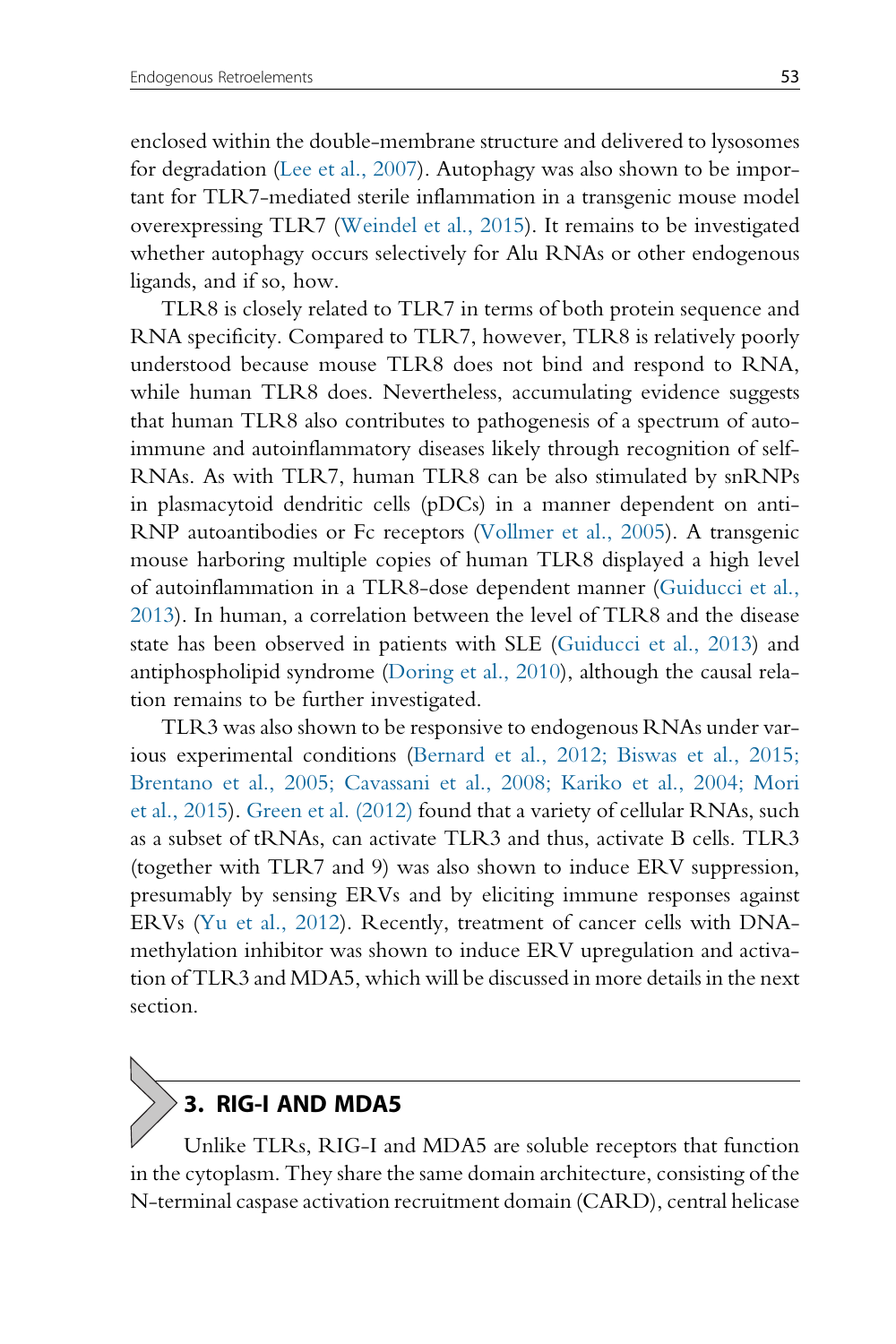enclosed within the double-membrane structure and delivered to lysosomes for degradation (Lee et al., 2007). Autophagy was also shown to be important for TLR7-mediated sterile inflammation in a transgenic mouse model overexpressing TLR7 (Weindel et al., 2015). It remains to be investigated whether autophagy occurs selectively for Alu RNAs or other endogenous ligands, and if so, how.

TLR8 is closely related to TLR7 in terms of both protein sequence and RNA specificity. Compared to TLR7, however, TLR8 is relatively poorly understood because mouse TLR8 does not bind and respond to RNA, while human TLR8 does. Nevertheless, accumulating evidence suggests that human TLR8 also contributes to pathogenesis of a spectrum of autoimmune and autoinflammatory diseases likely through recognition of self-RNAs. As with TLR7, human TLR8 can be also stimulated by snRNPs in plasmacytoid dendritic cells (pDCs) in a manner dependent on anti-RNP autoantibodies or Fc receptors (Vollmer et al., 2005). A transgenic mouse harboring multiple copies of human TLR8 displayed a high level of autoinflammation in a TLR8-dose dependent manner (Guiducci et al., 2013). In human, a correlation between the level of TLR8 and the disease state has been observed in patients with SLE (Guiducci et al., 2013) and antiphospholipid syndrome (Doring et al., 2010), although the causal relation remains to be further investigated.

TLR3 was also shown to be responsive to endogenous RNAs under various experimental conditions (Bernard et al., 2012; Biswas et al., 2015; Brentano et al., 2005; Cavassani et al., 2008; Kariko et al., 2004; Mori et al., 2015). Green et al. (2012) found that a variety of cellular RNAs, such as a subset of tRNAs, can activate TLR3 and thus, activate B cells. TLR3 (together with TLR7 and 9) was also shown to induce ERV suppression, presumably by sensing ERVs and by eliciting immune responses against ERVs (Yu et al., 2012). Recently, treatment of cancer cells with DNA-methylation inhibitor was shown to induce ERV upregulation and activation of TLR3 and MDA5, which will be discussed in more details in the next section.

## 3. RIG-I AND MDA5

Unlike TLRs, RIG-I and MDA5 are soluble receptors that function in the cytoplasm. They share the same domain architecture, consisting of the N-terminal caspase activation recruitment domain (CARD), central helicase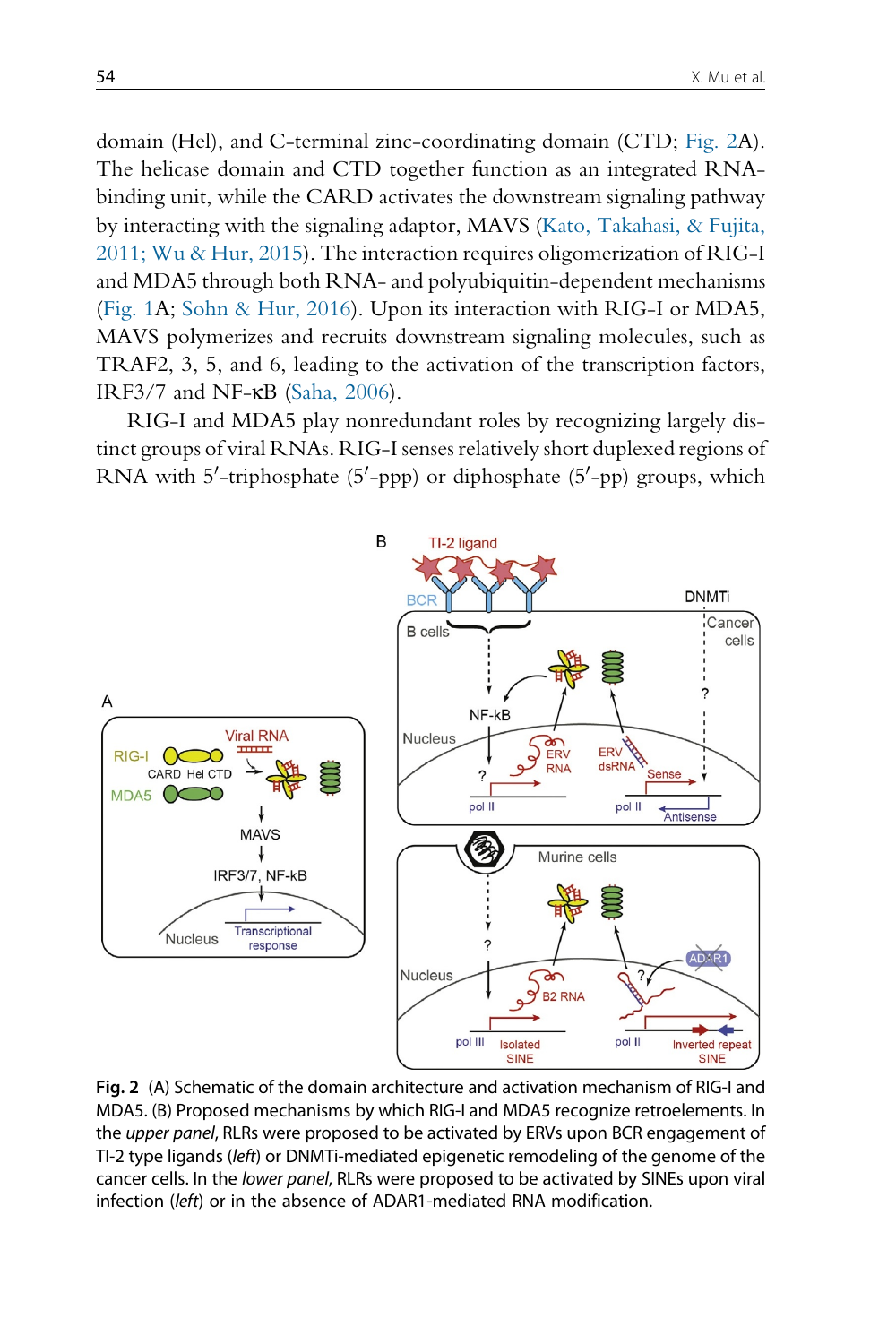domain (Hel), and C-terminal zinc-coordinating domain (CTD; Fig. 2A). The helicase domain and CTD together function as an integrated RNA-binding unit, while the CARD activates the downstream signaling pathway by interacting with the signaling adaptor, MAVS (Kato, Takahasi, & Fujita, 2011; Wu & Hur, 2015). The interaction requires oligomerization of RIG-I and MDA5 through both RNA- and polyubiquitin-dependent mechanisms (Fig. 1A; Sohn & Hur, 2016). Upon its interaction with RIG-I or MDA5, MAVS polymerizes and recruits downstream signaling molecules, such as TRAF2, 3, 5, and 6, leading to the activation of the transcription factors, IRF3/7 and NF-κB (Saha, 2006).

RIG-I and MDA5 play nonredundant roles by recognizing largely distinct groups of viral RNAs. RIG-I senses relatively short duplexed regions of RNA with 5′-triphosphate (5′-ppp) or diphosphate (5′-pp) groups, which

**Fig. 2** (A) Schematic of the domain architecture and activation mechanism of RIG-I and MDA5. (B) Proposed mechanisms by which RIG-I and MDA5 recognize retroelements. In the *upper panel*, RLRs were proposed to be activated by ERVs upon BCR engagement of TI-2 type ligands (*left*) or DNMTi-mediated epigenetic remodeling of the genome of the cancer cells. In the *lower panel*, RLRs were proposed to be activated by SINEs upon viral infection (*left*) or in the absence of ADAR1-mediated RNA modification.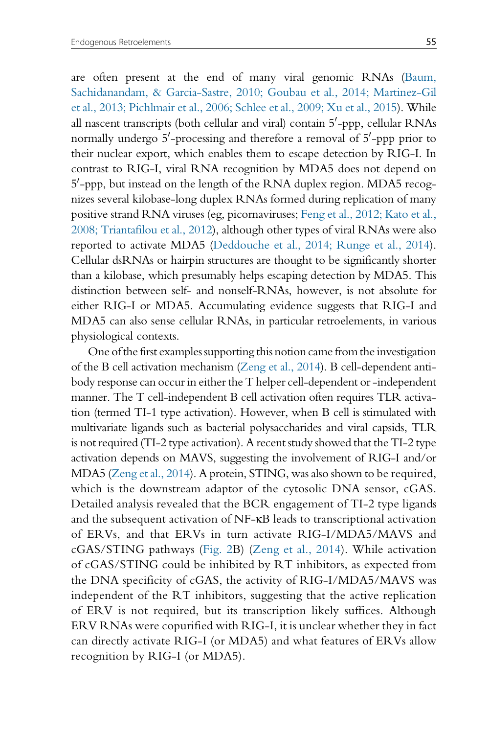are often present at the end of many viral genomic RNAs (Baum, Sachidanandam, & Garcia-Sastre, 2010; Goubau et al., 2014; Martinez-Gil et al., 2013; Pichlmair et al., 2006; Schlee et al., 2009; Xu et al., 2015). While all nascent transcripts (both cellular and viral) contain 5′-ppp, cellular RNAs normally undergo 5′-processing and therefore a removal of 5′-ppp prior to their nuclear export, which enables them to escape detection by RIG-I. In contrast to RIG-I, viral RNA recognition by MDA5 does not depend on 5′-ppp, but instead on the length of the RNA duplex region. MDA5 recognizes several kilobase-long duplex RNAs formed during replication of many positive strand RNA viruses (eg, picornaviruses; Feng et al., 2012; Kato et al., 2008; Triantafilou et al., 2012), although other types of viral RNAs were also reported to activate MDA5 (Deddouche et al., 2014; Runge et al., 2014). Cellular dsRNAs or hairpin structures are thought to be significantly shorter than a kilobase, which presumably helps escaping detection by MDA5. This distinction between self- and nonself-RNAs, however, is not absolute for either RIG-I or MDA5. Accumulating evidence suggests that RIG-I and MDA5 can also sense cellular RNAs, in particular retroelements, in various physiological contexts.

One of the first examples supporting this notion came from the investigation of the B cell activation mechanism (Zeng et al., 2014). B cell-dependent antibody response can occur in either the T helper cell-dependent or -independent manner. The T cell-independent B cell activation often requires TLR activation (termed TI-1 type activation). However, when B cell is stimulated with multivariate ligands such as bacterial polysaccharides and viral capsids, TLR is not required (TI-2 type activation). A recent study showed that the TI-2 type activation depends on MAVS, suggesting the involvement of RIG-I and/or MDA5 (Zeng et al., 2014). A protein, STING, was also shown to be required, which is the downstream adaptor of the cytosolic DNA sensor, cGAS. Detailed analysis revealed that the BCR engagement of TI-2 type ligands and the subsequent activation of NF-κB leads to transcriptional activation of ERVs, and that ERVs in turn activate RIG-I/MDA5/MAVS and cGAS/STING pathways (Fig. 2B) (Zeng et al., 2014). While activation of cGAS/STING could be inhibited by RT inhibitors, as expected from the DNA specificity of cGAS, the activity of RIG-I/MDA5/MAVS was independent of the RT inhibitors, suggesting that the active replication of ERV is not required, but its transcription likely suffices. Although ERV RNAs were copurified with RIG-I, it is unclear whether they in fact can directly activate RIG-I (or MDA5) and what features of ERVs allow recognition by RIG-I (or MDA5).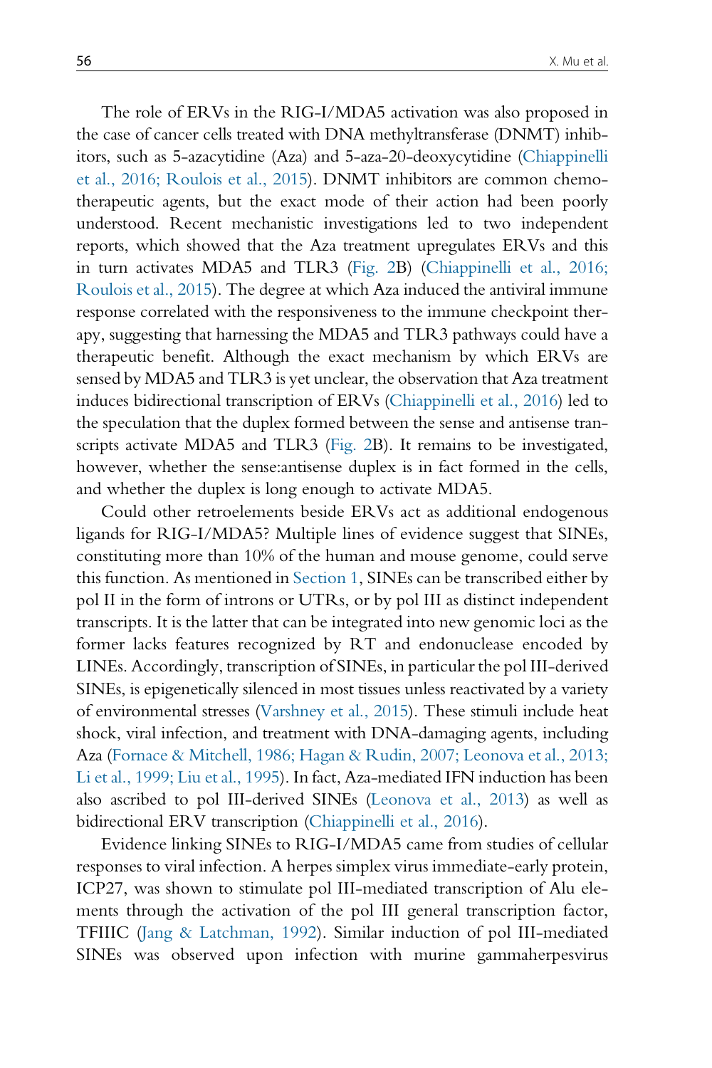The role of ERVs in the RIG-I/MDA5 activation was also proposed in the case of cancer cells treated with DNA methyltransferase (DNMT) inhibitors, such as 5-azacytidine (Aza) and 5-aza-20-deoxycytidine (Chiappinelli et al., 2016; Roulois et al., 2015). DNMT inhibitors are common chemotherapeutic agents, but the exact mode of their action had been poorly understood. Recent mechanistic investigations led to two independent reports, which showed that the Aza treatment upregulates ERVs and this in turn activates MDA5 and TLR3 (Fig. 2B) (Chiappinelli et al., 2016; Roulois et al., 2015). The degree at which Aza induced the antiviral immune response correlated with the responsiveness to the immune checkpoint therapy, suggesting that harnessing the MDA5 and TLR3 pathways could have a therapeutic benefit. Although the exact mechanism by which ERVs are sensed by MDA5 and TLR3 is yet unclear, the observation that Aza treatment induces bidirectional transcription of ERVs (Chiappinelli et al., 2016) led to the speculation that the duplex formed between the sense and antisense transcripts activate MDA5 and TLR3 (Fig. 2B). It remains to be investigated, however, whether the sense:antisense duplex is in fact formed in the cells, and whether the duplex is long enough to activate MDA5.

Could other retroelements beside ERVs act as additional endogenous ligands for RIG-I/MDA5? Multiple lines of evidence suggest that SINEs, constituting more than 10% of the human and mouse genome, could serve this function. As mentioned in Section 1, SINEs can be transcribed either by pol II in the form of introns or UTRs, or by pol III as distinct independent transcripts. It is the latter that can be integrated into new genomic loci as the former lacks features recognized by RT and endonuclease encoded by LINEs. Accordingly, transcription of SINEs, in particular the pol III-derived SINEs, is epigenetically silenced in most tissues unless reactivated by a variety of environmental stresses (Varshney et al., 2015). These stimuli include heat shock, viral infection, and treatment with DNA-damaging agents, including Aza (Fornace & Mitchell, 1986; Hagan & Rudin, 2007; Leonova et al., 2013; Li et al., 1999; Liu et al., 1995). In fact, Aza-mediated IFN induction has been also ascribed to pol III-derived SINEs (Leonova et al., 2013) as well as bidirectional ERV transcription (Chiappinelli et al., 2016).

Evidence linking SINEs to RIG-I/MDA5 came from studies of cellular responses to viral infection. A herpes simplex virus immediate-early protein, ICP27, was shown to stimulate pol III-mediated transcription of Alu elements through the activation of the pol III general transcription factor, TFIIIC (Jang & Latchman, 1992). Similar induction of pol III-mediated SINEs was observed upon infection with murine gammaherpesvirus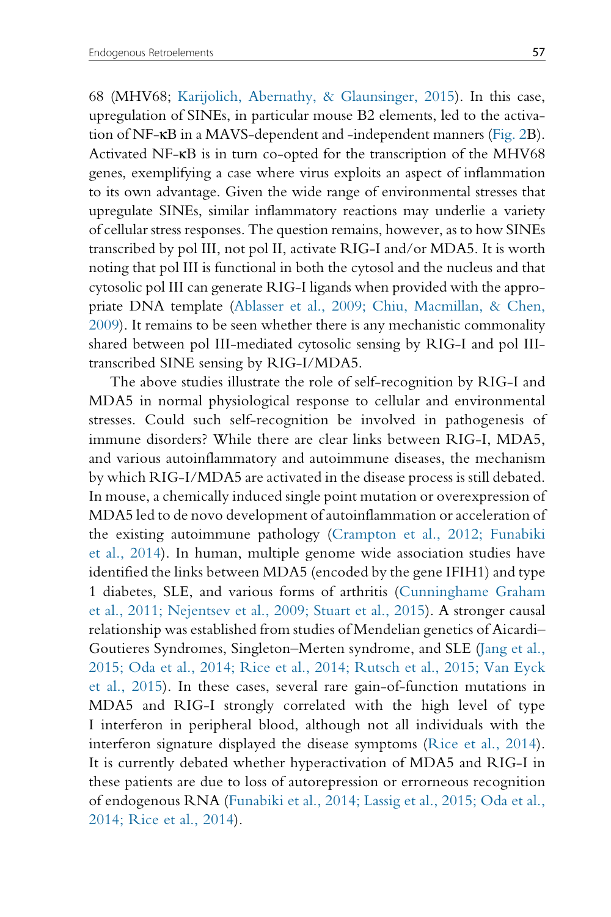68 (MHV68; Karijolich, Abernathy, & Glaunsinger, 2015). In this case, upregulation of SINEs, in particular mouse B2 elements, led to the activation of NF-κB in a MAVS-dependent and -independent manners (Fig. 2B). Activated NF-κB is in turn co-opted for the transcription of the MHV68 genes, exemplifying a case where virus exploits an aspect of inflammation to its own advantage. Given the wide range of environmental stresses that upregulate SINEs, similar inflammatory reactions may underlie a variety of cellular stress responses. The question remains, however, as to how SINEs transcribed by pol III, not pol II, activate RIG-I and/or MDA5. It is worth noting that pol III is functional in both the cytosol and the nucleus and that cytosolic pol III can generate RIG-I ligands when provided with the appropriate DNA template (Ablasser et al., 2009; Chiu, Macmillan, & Chen, 2009). It remains to be seen whether there is any mechanistic commonality shared between pol III-mediated cytosolic sensing by RIG-I and pol III-transcribed SINE sensing by RIG-I/MDA5.

The above studies illustrate the role of self-recognition by RIG-I and MDA5 in normal physiological response to cellular and environmental stresses. Could such self-recognition be involved in pathogenesis of immune disorders? While there are clear links between RIG-I, MDA5, and various autoinflammatory and autoimmune diseases, the mechanism by which RIG-I/MDA5 are activated in the disease process is still debated. In mouse, a chemically induced single point mutation or overexpression of MDA5 led to de novo development of autoinflammation or acceleration of the existing autoimmune pathology (Crampton et al., 2012; Funabiki et al., 2014). In human, multiple genome wide association studies have identified the links between MDA5 (encoded by the gene IFIH1) and type 1 diabetes, SLE, and various forms of arthritis (Cunninghame Graham et al., 2011; Nejentsev et al., 2009; Stuart et al., 2015). A stronger causal relationship was established from studies of Mendelian genetics of Aicardi–Goutieres Syndromes, Singleton–Merten syndrome, and SLE (Jang et al., 2015; Oda et al., 2014; Rice et al., 2014; Rutsch et al., 2015; Van Eyck et al., 2015). In these cases, several rare gain-of-function mutations in MDA5 and RIG-I strongly correlated with the high level of type I interferon in peripheral blood, although not all individuals with the interferon signature displayed the disease symptoms (Rice et al., 2014). It is currently debated whether hyperactivation of MDA5 and RIG-I in these patients are due to loss of autorepression or errorneous recognition of endogenous RNA (Funabiki et al., 2014; Lassig et al., 2015; Oda et al., 2014; Rice et al., 2014).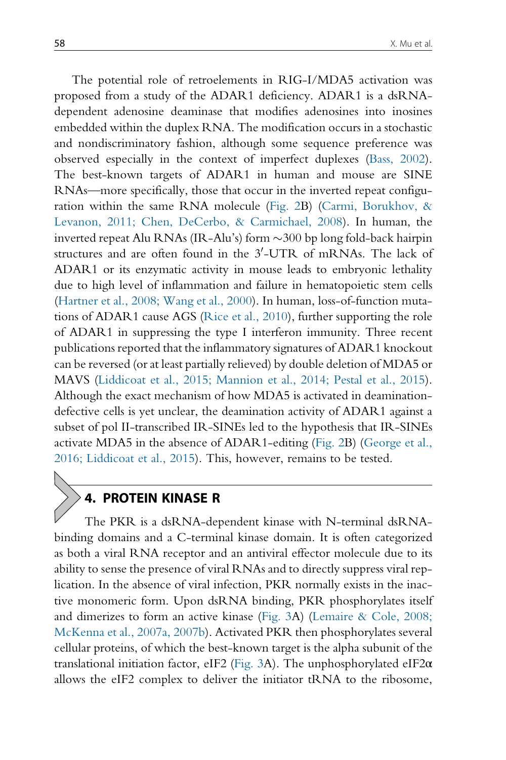The potential role of retroelements in RIG-I/MDA5 activation was proposed from a study of the ADAR1 deficiency. ADAR1 is a dsRNA-dependent adenosine deaminase that modifies adenosines into inosines embedded within the duplex RNA. The modification occurs in a stochastic and nondiscriminatory fashion, although some sequence preference was observed especially in the context of imperfect duplexes (Bass, 2002). The best-known targets of ADAR1 in human and mouse are SINE RNAs—more specifically, those that occur in the inverted repeat configuration within the same RNA molecule (Fig. 2B) (Carmi, Borukhov, & Levanon, 2011; Chen, DeCerbo, & Carmichael, 2008). In human, the inverted repeat Alu RNAs (IR-Alu's) form ~300 bp long fold-back hairpin structures and are often found in the 3′-UTR of mRNAs. The lack of ADAR1 or its enzymatic activity in mouse leads to embryonic lethality due to high level of inflammation and failure in hematopoietic stem cells (Hartner et al., 2008; Wang et al., 2000). In human, loss-of-function mutations of ADAR1 cause AGS (Rice et al., 2010), further supporting the role of ADAR1 in suppressing the type I interferon immunity. Three recent publications reported that the inflammatory signatures of ADAR1 knockout can be reversed (or at least partially relieved) by double deletion of MDA5 or MAVS (Liddicoat et al., 2015; Mannion et al., 2014; Pestal et al., 2015). Although the exact mechanism of how MDA5 is activated in deamination-defective cells is yet unclear, the deamination activity of ADAR1 against a subset of pol II-transcribed IR-SINEs led to the hypothesis that IR-SINEs activate MDA5 in the absence of ADAR1-editing (Fig. 2B) (George et al., 2016; Liddicoat et al., 2015). This, however, remains to be tested.

## 4. PROTEIN KINASE R

The PKR is a dsRNA-dependent kinase with N-terminal dsRNA-binding domains and a C-terminal kinase domain. It is often categorized as both a viral RNA receptor and an antiviral effector molecule due to its ability to sense the presence of viral RNAs and to directly suppress viral replication. In the absence of viral infection, PKR normally exists in the inactive monomeric form. Upon dsRNA binding, PKR phosphorylates itself and dimerizes to form an active kinase (Fig. 3A) (Lemaire & Cole, 2008; McKenna et al., 2007a, 2007b). Activated PKR then phosphorylates several cellular proteins, of which the best-known target is the alpha subunit of the translational initiation factor, eIF2 (Fig. 3A). The unphosphorylated eIF2α allows the eIF2 complex to deliver the initiator tRNA to the ribosome,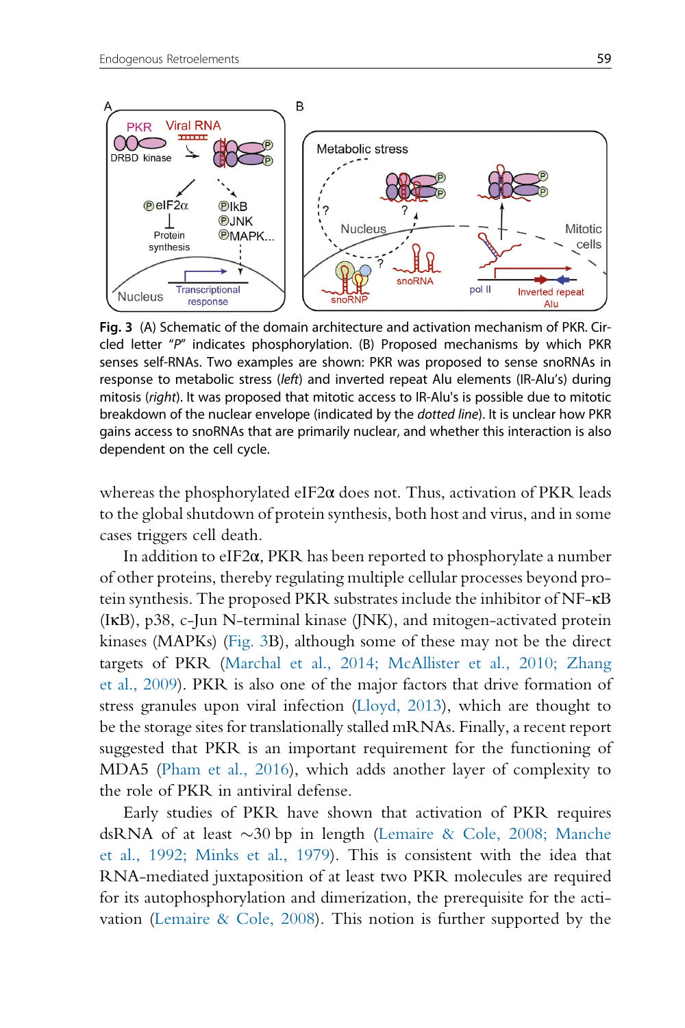**Fig. 3** (A) Schematic of the domain architecture and activation mechanism of PKR. Circled letter "*P*" indicates phosphorylation. (B) Proposed mechanisms by which PKR senses self-RNAs. Two examples are shown: PKR was proposed to sense snoRNAs in response to metabolic stress (*left*) and inverted repeat Alu elements (IR-Alu's) during mitosis (*right*). It was proposed that mitotic access to IR-Alu's is possible due to mitotic breakdown of the nuclear envelope (indicated by the *dotted line*). It is unclear how PKR gains access to snoRNAs that are primarily nuclear, and whether this interaction is also dependent on the cell cycle.

whereas the phosphorylated eIF2α does not. Thus, activation of PKR leads to the global shutdown of protein synthesis, both host and virus, and in some cases triggers cell death.

In addition to eIF2α, PKR has been reported to phosphorylate a number of other proteins, thereby regulating multiple cellular processes beyond protein synthesis. The proposed PKR substrates include the inhibitor of NF-κB (IκB), p38, c-Jun N-terminal kinase (JNK), and mitogen-activated protein kinases (MAPKs) (Fig. 3B), although some of these may not be the direct targets of PKR (Marchal et al., 2014; McAllister et al., 2010; Zhang et al., 2009). PKR is also one of the major factors that drive formation of stress granules upon viral infection (Lloyd, 2013), which are thought to be the storage sites for translationally stalled mRNAs. Finally, a recent report suggested that PKR is an important requirement for the functioning of MDA5 (Pham et al., 2016), which adds another layer of complexity to the role of PKR in antiviral defense.

Early studies of PKR have shown that activation of PKR requires dsRNA of at least ~30 bp in length (Lemaire & Cole, 2008; Manche et al., 1992; Minks et al., 1979). This is consistent with the idea that RNA-mediated juxtaposition of at least two PKR molecules are required for its autophosphorylation and dimerization, the prerequisite for the activation (Lemaire & Cole, 2008). This notion is further supported by the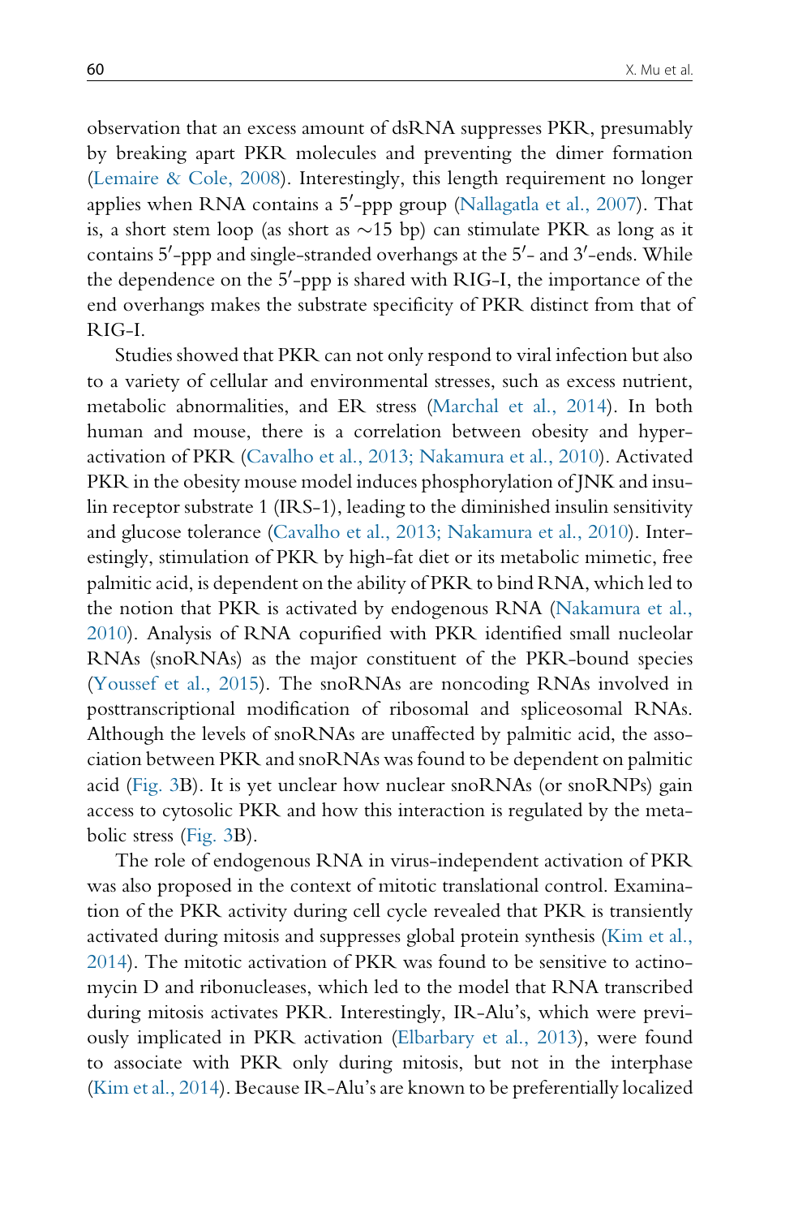observation that an excess amount of dsRNA suppresses PKR, presumably by breaking apart PKR molecules and preventing the dimer formation (Lemaire & Cole, 2008). Interestingly, this length requirement no longer applies when RNA contains a 5′-ppp group (Nallagatla et al., 2007). That is, a short stem loop (as short as ~15 bp) can stimulate PKR as long as it contains 5′-ppp and single-stranded overhangs at the 5′- and 3′-ends. While the dependence on the 5′-ppp is shared with RIG-I, the importance of the end overhangs makes the substrate specificity of PKR distinct from that of RIG-I.

Studies showed that PKR can not only respond to viral infection but also to a variety of cellular and environmental stresses, such as excess nutrient, metabolic abnormalities, and ER stress (Marchal et al., 2014). In both human and mouse, there is a correlation between obesity and hyperactivation of PKR (Cavalho et al., 2013; Nakamura et al., 2010). Activated PKR in the obesity mouse model induces phosphorylation of JNK and insulin receptor substrate 1 (IRS-1), leading to the diminished insulin sensitivity and glucose tolerance (Cavalho et al., 2013; Nakamura et al., 2010). Interestingly, stimulation of PKR by high-fat diet or its metabolic mimetic, free palmitic acid, is dependent on the ability of PKR to bind RNA, which led to the notion that PKR is activated by endogenous RNA (Nakamura et al., 2010). Analysis of RNA copurified with PKR identified small nucleolar RNAs (snoRNAs) as the major constituent of the PKR-bound species (Youssef et al., 2015). The snoRNAs are noncoding RNAs involved in posttranscriptional modification of ribosomal and spliceosomal RNAs. Although the levels of snoRNAs are unaffected by palmitic acid, the association between PKR and snoRNAs was found to be dependent on palmitic acid (Fig. 3B). It is yet unclear how nuclear snoRNAs (or snoRNPs) gain access to cytosolic PKR and how this interaction is regulated by the metabolic stress (Fig. 3B).

The role of endogenous RNA in virus-independent activation of PKR was also proposed in the context of mitotic translational control. Examination of the PKR activity during cell cycle revealed that PKR is transiently activated during mitosis and suppresses global protein synthesis (Kim et al., 2014). The mitotic activation of PKR was found to be sensitive to actinomycin D and ribonucleases, which led to the model that RNA transcribed during mitosis activates PKR. Interestingly, IR-Alu's, which were previously implicated in PKR activation (Elbarbary et al., 2013), were found to associate with PKR only during mitosis, but not in the interphase (Kim et al., 2014). Because IR-Alu's are known to be preferentially localized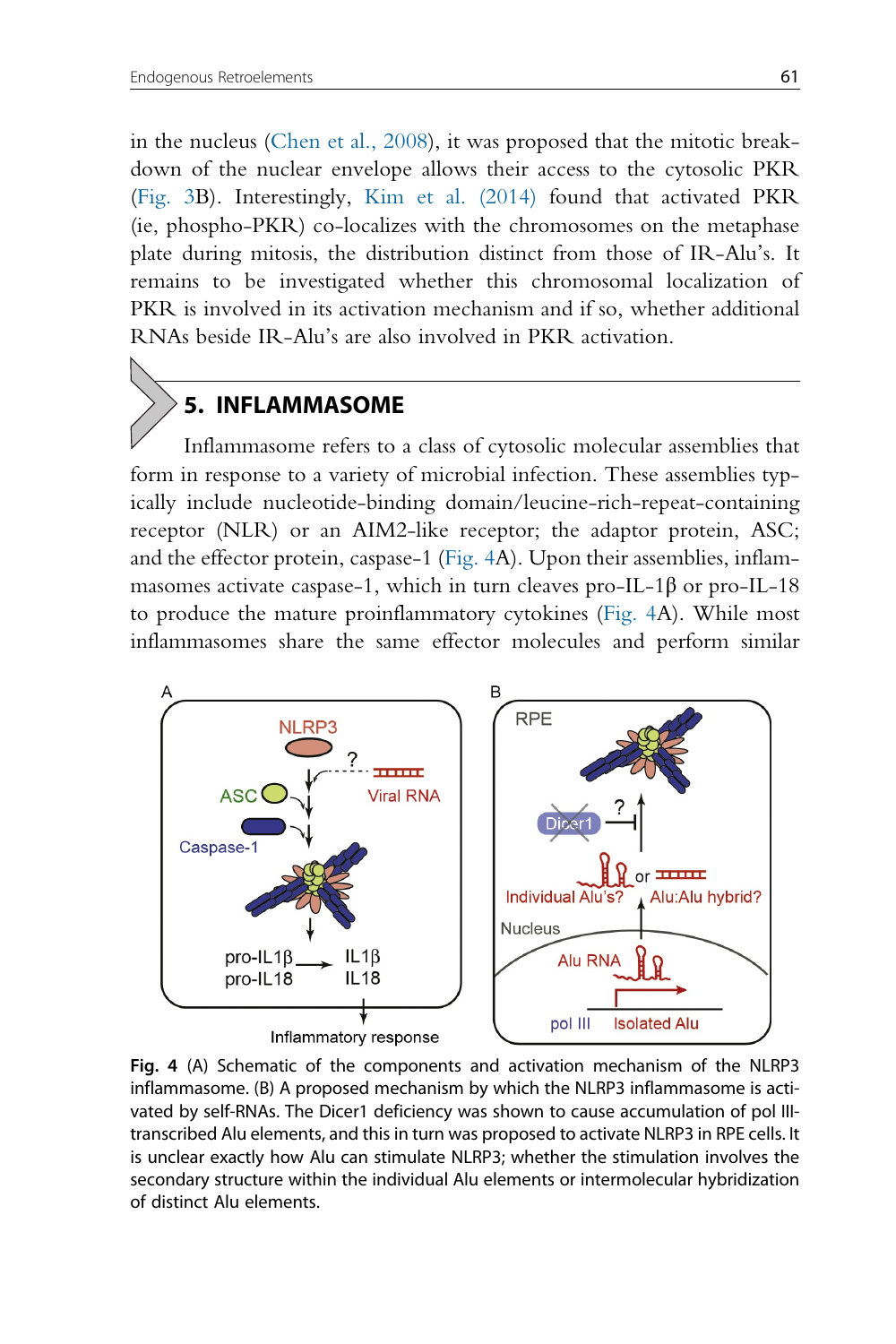in the nucleus (Chen et al., 2008), it was proposed that the mitotic breakdown of the nuclear envelope allows their access to the cytosolic PKR (Fig. 3B). Interestingly, Kim et al. (2014) found that activated PKR (ie, phospho-PKR) co-localizes with the chromosomes on the metaphase plate during mitosis, the distribution distinct from those of IR-Alu's. It remains to be investigated whether this chromosomal localization of PKR is involved in its activation mechanism and if so, whether additional RNAs beside IR-Alu's are also involved in PKR activation.

## 5. INFLAMMASOME

Inflammasome refers to a class of cytosolic molecular assemblies that form in response to a variety of microbial infection. These assemblies typically include nucleotide-binding domain/leucine-rich-repeat-containing receptor (NLR) or an AIM2-like receptor; the adaptor protein, ASC; and the effector protein, caspase-1 (Fig. 4A). Upon their assemblies, inflammasomes activate caspase-1, which in turn cleaves pro-IL-1β or pro-IL-18 to produce the mature proinflammatory cytokines (Fig. 4A). While most inflammasomes share the same effector molecules and perform similar

**Fig. 4** (A) Schematic of the components and activation mechanism of the NLRP3 inflammasome. (B) A proposed mechanism by which the NLRP3 inflammasome is activated by self-RNAs. The Dicer1 deficiency was shown to cause accumulation of pol III-transcribed Alu elements, and this in turn was proposed to activate NLRP3 in RPE cells. It is unclear exactly how Alu can stimulate NLRP3; whether the stimulation involves the secondary structure within the individual Alu elements or intermolecular hybridization of distinct Alu elements.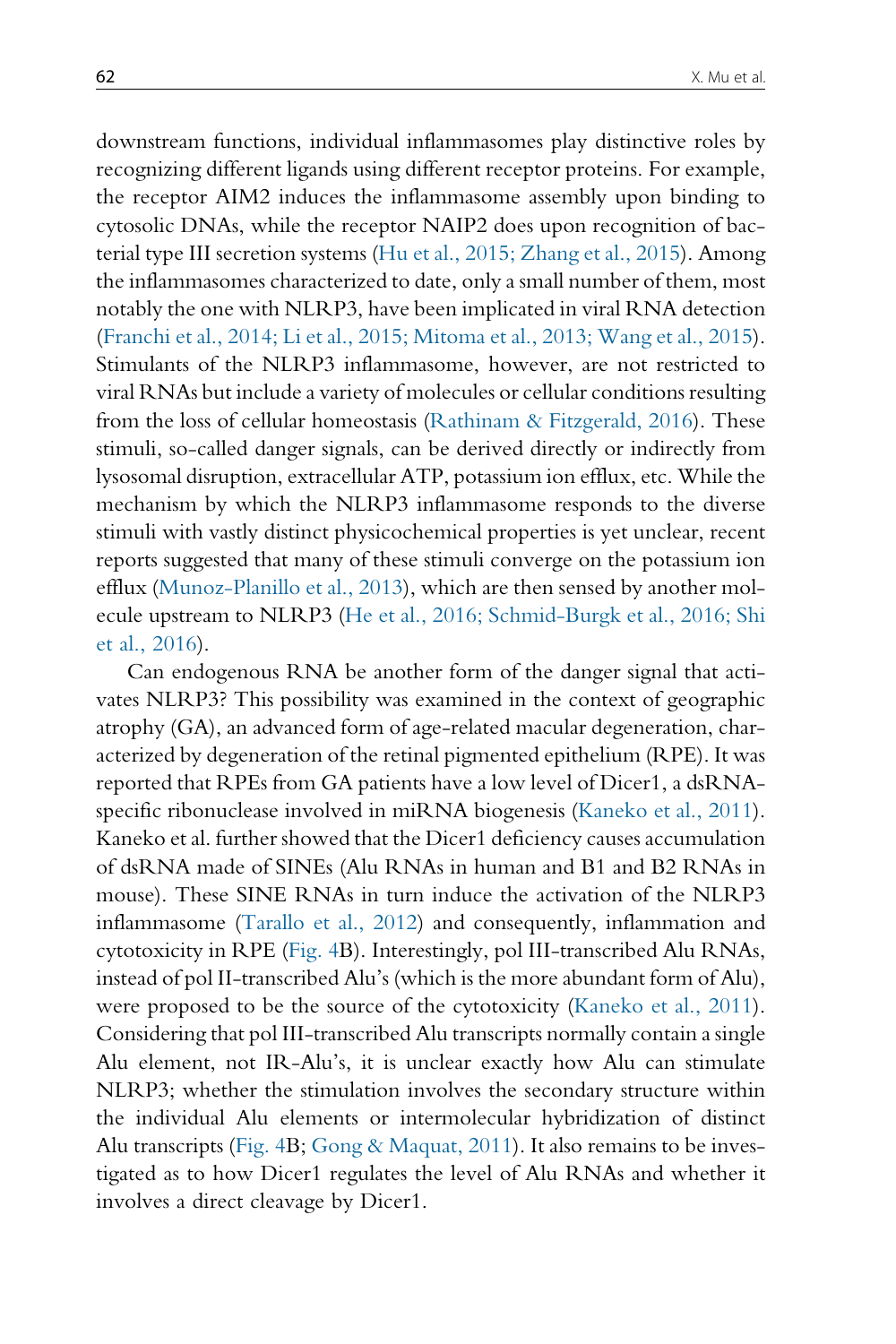downstream functions, individual inflammasomes play distinctive roles by recognizing different ligands using different receptor proteins. For example, the receptor AIM2 induces the inflammasome assembly upon binding to cytosolic DNAs, while the receptor NAIP2 does upon recognition of bacterial type III secretion systems (Hu et al., 2015; Zhang et al., 2015). Among the inflammasomes characterized to date, only a small number of them, most notably the one with NLRP3, have been implicated in viral RNA detection (Franchi et al., 2014; Li et al., 2015; Mitoma et al., 2013; Wang et al., 2015). Stimulants of the NLRP3 inflammasome, however, are not restricted to viral RNAs but include a variety of molecules or cellular conditions resulting from the loss of cellular homeostasis (Rathinam & Fitzgerald, 2016). These stimuli, so-called danger signals, can be derived directly or indirectly from lysosomal disruption, extracellular ATP, potassium ion efflux, etc. While the mechanism by which the NLRP3 inflammasome responds to the diverse stimuli with vastly distinct physicochemical properties is yet unclear, recent reports suggested that many of these stimuli converge on the potassium ion efflux (Munoz-Planillo et al., 2013), which are then sensed by another molecule upstream to NLRP3 (He et al., 2016; Schmid-Burgk et al., 2016; Shi et al., 2016).

Can endogenous RNA be another form of the danger signal that activates NLRP3? This possibility was examined in the context of geographic atrophy (GA), an advanced form of age-related macular degeneration, characterized by degeneration of the retinal pigmented epithelium (RPE). It was reported that RPEs from GA patients have a low level of Dicer1, a dsRNA-specific ribonuclease involved in miRNA biogenesis (Kaneko et al., 2011). Kaneko et al. further showed that the Dicer1 deficiency causes accumulation of dsRNA made of SINEs (Alu RNAs in human and B1 and B2 RNAs in mouse). These SINE RNAs in turn induce the activation of the NLRP3 inflammasome (Tarallo et al., 2012) and consequently, inflammation and cytotoxicity in RPE (Fig. 4B). Interestingly, pol III-transcribed Alu RNAs, instead of pol II-transcribed Alu's (which is the more abundant form of Alu), were proposed to be the source of the cytotoxicity (Kaneko et al., 2011). Considering that pol III-transcribed Alu transcripts normally contain a single Alu element, not IR-Alu's, it is unclear exactly how Alu can stimulate NLRP3; whether the stimulation involves the secondary structure within the individual Alu elements or intermolecular hybridization of distinct Alu transcripts (Fig. 4B; Gong & Maquat, 2011). It also remains to be investigated as to how Dicer1 regulates the level of Alu RNAs and whether it involves a direct cleavage by Dicer1.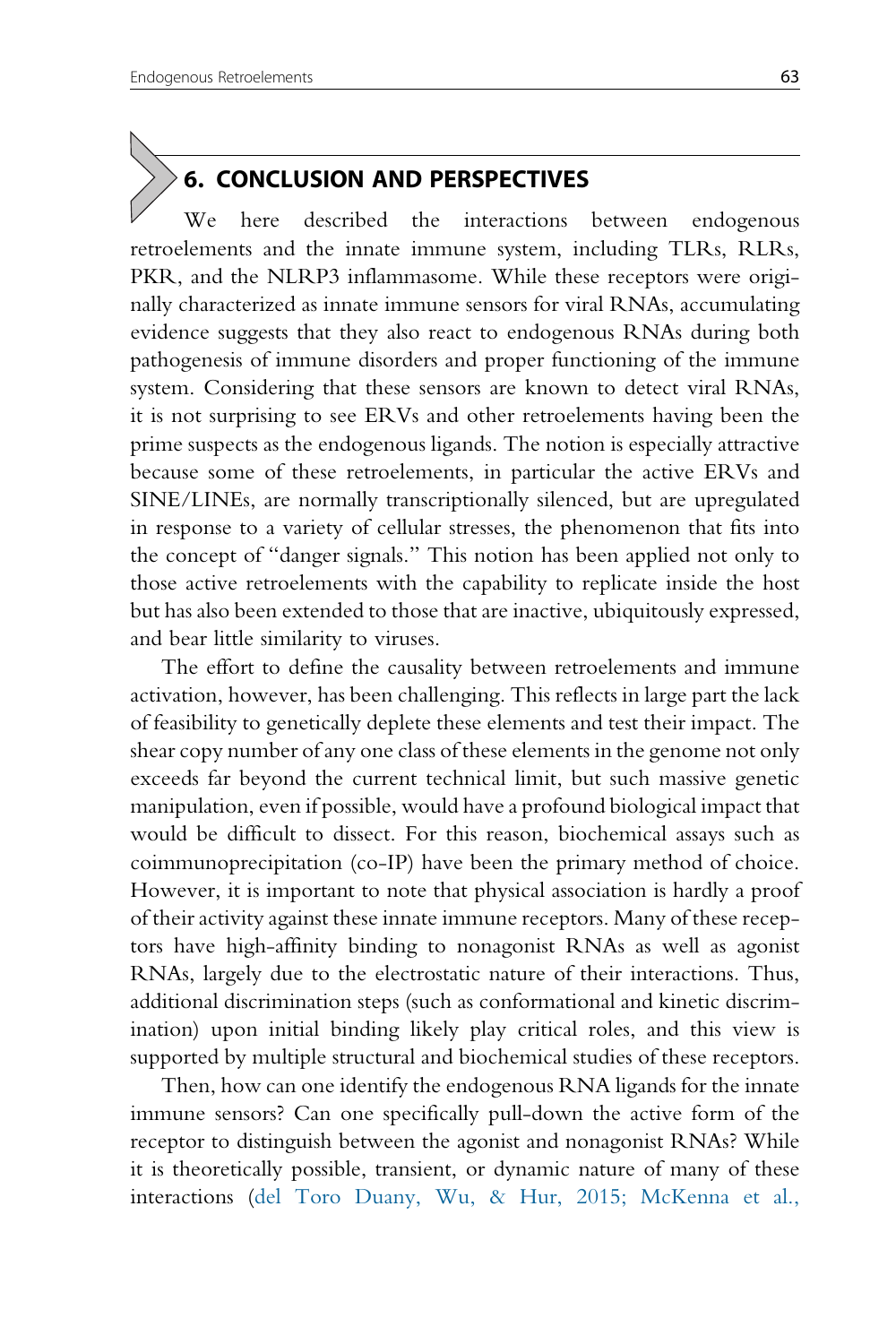## 6. CONCLUSION AND PERSPECTIVES

We here described the interactions between endogenous retroelements and the innate immune system, including TLRs, RLRs, PKR, and the NLRP3 inflammasome. While these receptors were originally characterized as innate immune sensors for viral RNAs, accumulating evidence suggests that they also react to endogenous RNAs during both pathogenesis of immune disorders and proper functioning of the immune system. Considering that these sensors are known to detect viral RNAs, it is not surprising to see ERVs and other retroelements having been the prime suspects as the endogenous ligands. The notion is especially attractive because some of these retroelements, in particular the active ERVs and SINE/LINEs, are normally transcriptionally silenced, but are upregulated in response to a variety of cellular stresses, the phenomenon that fits into the concept of "danger signals." This notion has been applied not only to those active retroelements with the capability to replicate inside the host but has also been extended to those that are inactive, ubiquitously expressed, and bear little similarity to viruses.

The effort to define the causality between retroelements and immune activation, however, has been challenging. This reflects in large part the lack of feasibility to genetically deplete these elements and test their impact. The shear copy number of any one class of these elements in the genome not only exceeds far beyond the current technical limit, but such massive genetic manipulation, even if possible, would have a profound biological impact that would be difficult to dissect. For this reason, biochemical assays such as coimmunoprecipitation (co-IP) have been the primary method of choice. However, it is important to note that physical association is hardly a proof of their activity against these innate immune receptors. Many of these receptors have high-affinity binding to nonagonist RNAs as well as agonist RNAs, largely due to the electrostatic nature of their interactions. Thus, additional discrimination steps (such as conformational and kinetic discrimination) upon initial binding likely play critical roles, and this view is supported by multiple structural and biochemical studies of these receptors.

Then, how can one identify the endogenous RNA ligands for the innate immune sensors? Can one specifically pull-down the active form of the receptor to distinguish between the agonist and nonagonist RNAs? While it is theoretically possible, transient, or dynamic nature of many of these interactions (del Toro Duany, Wu, & Hur, 2015; McKenna et al.,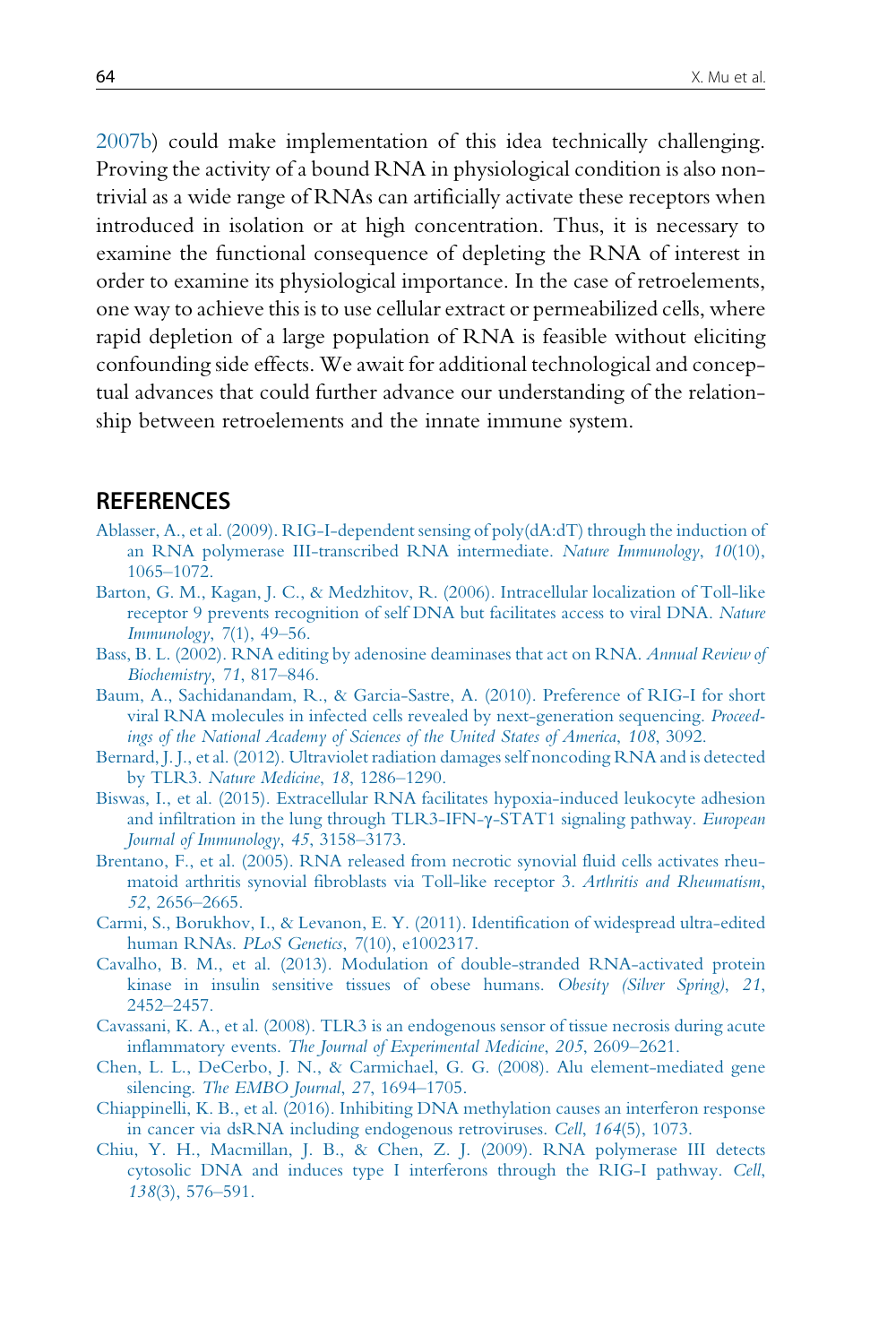2007b) could make implementation of this idea technically challenging. Proving the activity of a bound RNA in physiological condition is also nontrivial as a wide range of RNAs can artificially activate these receptors when introduced in isolation or at high concentration. Thus, it is necessary to examine the functional consequence of depleting the RNA of interest in order to examine its physiological importance. In the case of retroelements, one way to achieve this is to use cellular extract or permeabilized cells, where rapid depletion of a large population of RNA is feasible without eliciting confounding side effects. We await for additional technological and conceptual advances that could further advance our understanding of the relationship between retroelements and the innate immune system.

## REFERENCES

Ablasser, A., et al. (2009). RIG-I-dependent sensing of poly(dA:dT) through the induction of an RNA polymerase III-transcribed RNA intermediate. *Nature Immunology*, *10*(10), 1065–1072.

Barton, G. M., Kagan, J. C., & Medzhitov, R. (2006). Intracellular localization of Toll-like receptor 9 prevents recognition of self DNA but facilitates access to viral DNA. *Nature Immunology*, 7(1), 49–56.

Bass, B. L. (2002). RNA editing by adenosine deaminases that act on RNA. *Annual Review of Biochemistry*, *71*, 817–846.

Baum, A., Sachidanandam, R., & Garcia-Sastre, A. (2010). Preference of RIG-I for short viral RNA molecules in infected cells revealed by next-generation sequencing. *Proceedings of the National Academy of Sciences of the United States of America*, *108*, 3092.

Bernard, J. J., et al. (2012). Ultraviolet radiation damages self noncoding RNA and is detected by TLR3. *Nature Medicine*, *18*, 1286–1290.

Biswas, I., et al. (2015). Extracellular RNA facilitates hypoxia-induced leukocyte adhesion and infiltration in the lung through TLR3-IFN-γ-STAT1 signaling pathway. *European Journal of Immunology*, *45*, 3158–3173.

Brentano, F., et al. (2005). RNA released from necrotic synovial fluid cells activates rheumatoid arthritis synovial fibroblasts via Toll-like receptor 3. *Arthritis and Rheumatism*, *52*, 2656–2665.

Carmi, S., Borukhov, I., & Levanon, E. Y. (2011). Identification of widespread ultra-edited human RNAs. *PLoS Genetics*, 7(10), e1002317.

Cavalho, B. M., et al. (2013). Modulation of double-stranded RNA-activated protein kinase in insulin sensitive tissues of obese humans. *Obesity (Silver Spring)*, *21*, 2452–2457.

Cavassani, K. A., et al. (2008). TLR3 is an endogenous sensor of tissue necrosis during acute inflammatory events. *The Journal of Experimental Medicine*, *205*, 2609–2621.

Chen, L. L., DeCerbo, J. N., & Carmichael, G. G. (2008). Alu element-mediated gene silencing. *The EMBO Journal*, *27*, 1694–1705.

Chiappinelli, K. B., et al. (2016). Inhibiting DNA methylation causes an interferon response in cancer via dsRNA including endogenous retroviruses. *Cell*, *164*(5), 1073.

Chiu, Y. H., Macmillan, J. B., & Chen, Z. J. (2009). RNA polymerase III detects cytosolic DNA and induces type I interferons through the RIG-I pathway. *Cell*, *138*(3), 576–591.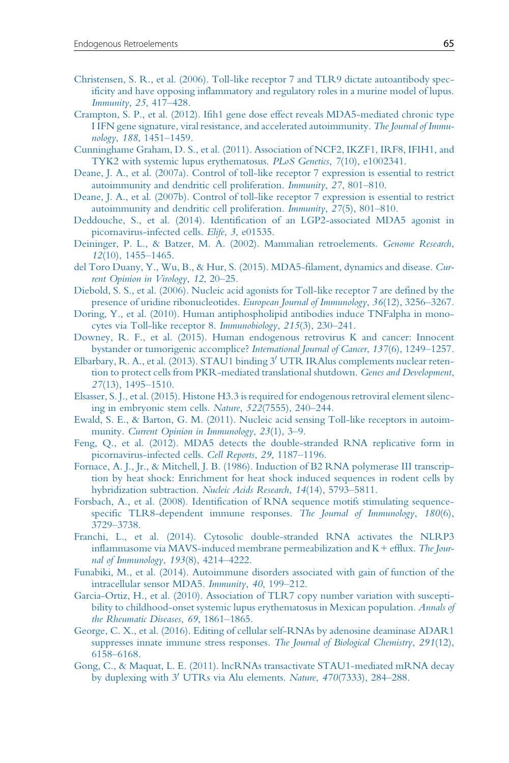Christensen, S. R., et al. (2006). Toll-like receptor 7 and TLR9 dictate autoantibody specificity and have opposing inflammatory and regulatory roles in a murine model of lupus. *Immunity*, *25*, 417–428.

Crampton, S. P., et al. (2012). Ifih1 gene dose effect reveals MDA5-mediated chronic type I IFN gene signature, viral resistance, and accelerated autoimmunity. *The Journal of Immunology*, *188*, 1451–1459.

Cunninghame Graham, D. S., et al. (2011). Association of NCF2, IKZF1, IRF8, IFIH1, and TYK2 with systemic lupus erythematosus. *PLoS Genetics*, 7(10), e1002341.

Deane, J. A., et al. (2007a). Control of toll-like receptor 7 expression is essential to restrict autoimmunity and dendritic cell proliferation. *Immunity*, *27*, 801–810.

Deane, J. A., et al. (2007b). Control of toll-like receptor 7 expression is essential to restrict autoimmunity and dendritic cell proliferation. *Immunity*, *27*(5), 801–810.

Deddouche, S., et al. (2014). Identification of an LGP2-associated MDA5 agonist in picornavirus-infected cells. *Elife*, *3*, e01535.

Deininger, P. L., & Batzer, M. A. (2002). Mammalian retroelements. *Genome Research*, *12*(10), 1455–1465.

del Toro Duany, Y., Wu, B., & Hur, S. (2015). MDA5-filament, dynamics and disease. *Current Opinion in Virology*, *12*, 20–25.

Diebold, S. S., et al. (2006). Nucleic acid agonists for Toll-like receptor 7 are defined by the presence of uridine ribonucleotides. *European Journal of Immunology*, *36*(12), 3256–3267.

Doring, Y., et al. (2010). Human antiphospholipid antibodies induce TNFalpha in monocytes via Toll-like receptor 8. *Immunobiology*, *215*(3), 230–241.

Downey, R. F., et al. (2015). Human endogenous retrovirus K and cancer: Innocent bystander or tumorigenic accomplice? *International Journal of Cancer*, *137*(6), 1249–1257.

Elbarbary, R. A., et al. (2013). STAU1 binding 3′ UTR IRAlus complements nuclear retention to protect cells from PKR-mediated translational shutdown. *Genes and Development*, *27*(13), 1495–1510.

Elsasser, S. J., et al. (2015). Histone H3.3 is required for endogenous retroviral element silencing in embryonic stem cells. *Nature*, *522*(7555), 240–244.

Ewald, S. E., & Barton, G. M. (2011). Nucleic acid sensing Toll-like receptors in autoimmunity. *Current Opinion in Immunology*, *23*(1), 3–9.

Feng, Q., et al. (2012). MDA5 detects the double-stranded RNA replicative form in picornavirus-infected cells. *Cell Reports*, *29*, 1187–1196.

Fornace, A. J., Jr., & Mitchell, J. B. (1986). Induction of B2 RNA polymerase III transcription by heat shock: Enrichment for heat shock induced sequences in rodent cells by hybridization subtraction. *Nucleic Acids Research*, *14*(14), 5793–5811.

Forsbach, A., et al. (2008). Identification of RNA sequence motifs stimulating sequence-specific TLR8-dependent immune responses. *The Journal of Immunology*, *180*(6), 3729–3738.

Franchi, L., et al. (2014). Cytosolic double-stranded RNA activates the NLRP3 inflammasome via MAVS-induced membrane permeabilization and K+ efflux. *The Journal of Immunology*, *193*(8), 4214–4222.

Funabiki, M., et al. (2014). Autoimmune disorders associated with gain of function of the intracellular sensor MDA5. *Immunity*, *40*, 199–212.

Garcia-Ortiz, H., et al. (2010). Association of TLR7 copy number variation with susceptibility to childhood-onset systemic lupus erythematosus in Mexican population. *Annals of the Rheumatic Diseases*, *69*, 1861–1865.

George, C. X., et al. (2016). Editing of cellular self-RNAs by adenosine deaminase ADAR1 suppresses innate immune stress responses. *The Journal of Biological Chemistry*, *291*(12), 6158–6168.

Gong, C., & Maquat, L. E. (2011). lncRNAs transactivate STAU1-mediated mRNA decay by duplexing with 3′ UTRs via Alu elements. *Nature*, *470*(7333), 284–288.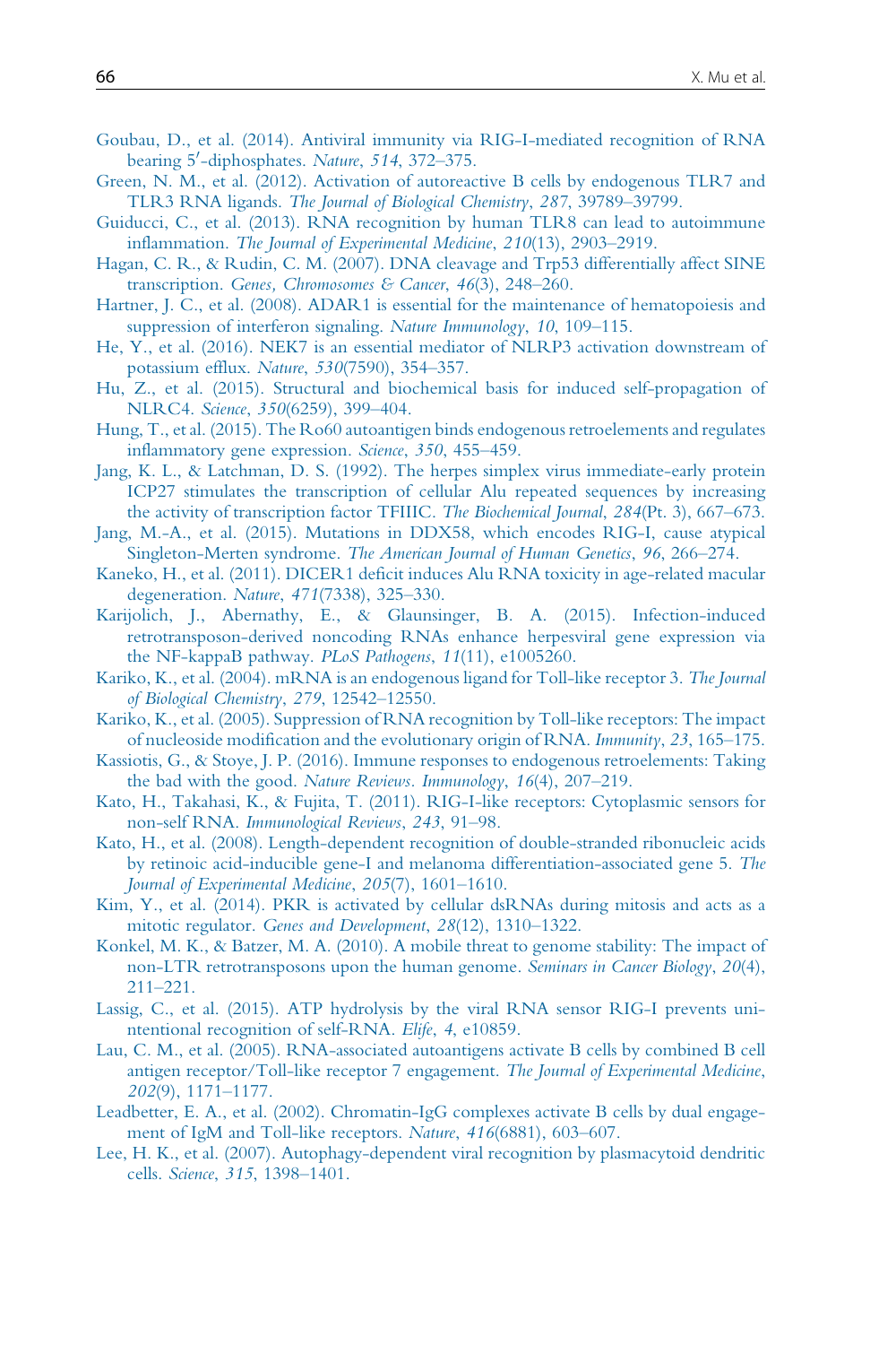Goubau, D., et al. (2014). Antiviral immunity via RIG-I-mediated recognition of RNA bearing 5′-diphosphates. *Nature*, *514*, 372–375.

Green, N. M., et al. (2012). Activation of autoreactive B cells by endogenous TLR7 and TLR3 RNA ligands. *The Journal of Biological Chemistry*, *287*, 39789–39799.

Guiducci, C., et al. (2013). RNA recognition by human TLR8 can lead to autoimmune inflammation. *The Journal of Experimental Medicine*, *210*(13), 2903–2919.

Hagan, C. R., & Rudin, C. M. (2007). DNA cleavage and Trp53 differentially affect SINE transcription. *Genes, Chromosomes & Cancer*, *46*(3), 248–260.

Hartner, J. C., et al. (2008). ADAR1 is essential for the maintenance of hematopoiesis and suppression of interferon signaling. *Nature Immunology*, *10*, 109–115.

He, Y., et al. (2016). NEK7 is an essential mediator of NLRP3 activation downstream of potassium efflux. *Nature*, *530*(7590), 354–357.

Hu, Z., et al. (2015). Structural and biochemical basis for induced self-propagation of NLRC4. *Science*, *350*(6259), 399–404.

Hung, T., et al. (2015). The Ro60 autoantigen binds endogenous retroelements and regulates inflammatory gene expression. *Science*, *350*, 455–459.

Jang, K. L., & Latchman, D. S. (1992). The herpes simplex virus immediate-early protein ICP27 stimulates the transcription of cellular Alu repeated sequences by increasing the activity of transcription factor TFIIIC. *The Biochemical Journal*, *284*(Pt. 3), 667–673.

Jang, M.-A., et al. (2015). Mutations in DDX58, which encodes RIG-I, cause atypical Singleton-Merten syndrome. *The American Journal of Human Genetics*, *96*, 266–274.

Kaneko, H., et al. (2011). DICER1 deficit induces Alu RNA toxicity in age-related macular degeneration. *Nature*, *471*(7338), 325–330.

Karijolich, J., Abernathy, E., & Glaunsinger, B. A. (2015). Infection-induced retrotransposon-derived noncoding RNAs enhance herpesviral gene expression via the NF-kappaB pathway. *PLoS Pathogens*, *11*(11), e1005260.

Kariko, K., et al. (2004). mRNA is an endogenous ligand for Toll-like receptor 3. *The Journal of Biological Chemistry*, *279*, 12542–12550.

Kariko, K., et al. (2005). Suppression of RNA recognition by Toll-like receptors: The impact of nucleoside modification and the evolutionary origin of RNA. *Immunity*, *23*, 165–175.

Kassiotis, G., & Stoye, J. P. (2016). Immune responses to endogenous retroelements: Taking the bad with the good. *Nature Reviews. Immunology*, *16*(4), 207–219.

Kato, H., Takahasi, K., & Fujita, T. (2011). RIG-I-like receptors: Cytoplasmic sensors for non-self RNA. *Immunological Reviews*, *243*, 91–98.

Kato, H., et al. (2008). Length-dependent recognition of double-stranded ribonucleic acids by retinoic acid-inducible gene-I and melanoma differentiation-associated gene 5. *The Journal of Experimental Medicine*, *205*(7), 1601–1610.

Kim, Y., et al. (2014). PKR is activated by cellular dsRNAs during mitosis and acts as a mitotic regulator. *Genes and Development*, *28*(12), 1310–1322.

Konkel, M. K., & Batzer, M. A. (2010). A mobile threat to genome stability: The impact of non-LTR retrotransposons upon the human genome. *Seminars in Cancer Biology*, *20*(4), 211–221.

Lassig, C., et al. (2015). ATP hydrolysis by the viral RNA sensor RIG-I prevents unintentional recognition of self-RNA. *Elife*, *4*, e10859.

Lau, C. M., et al. (2005). RNA-associated autoantigens activate B cells by combined B cell antigen receptor/Toll-like receptor 7 engagement. *The Journal of Experimental Medicine*, *202*(9), 1171–1177.

Leadbetter, E. A., et al. (2002). Chromatin-IgG complexes activate B cells by dual engagement of IgM and Toll-like receptors. *Nature*, *416*(6881), 603–607.

Lee, H. K., et al. (2007). Autophagy-dependent viral recognition by plasmacytoid dendritic cells. *Science*, *315*, 1398–1401.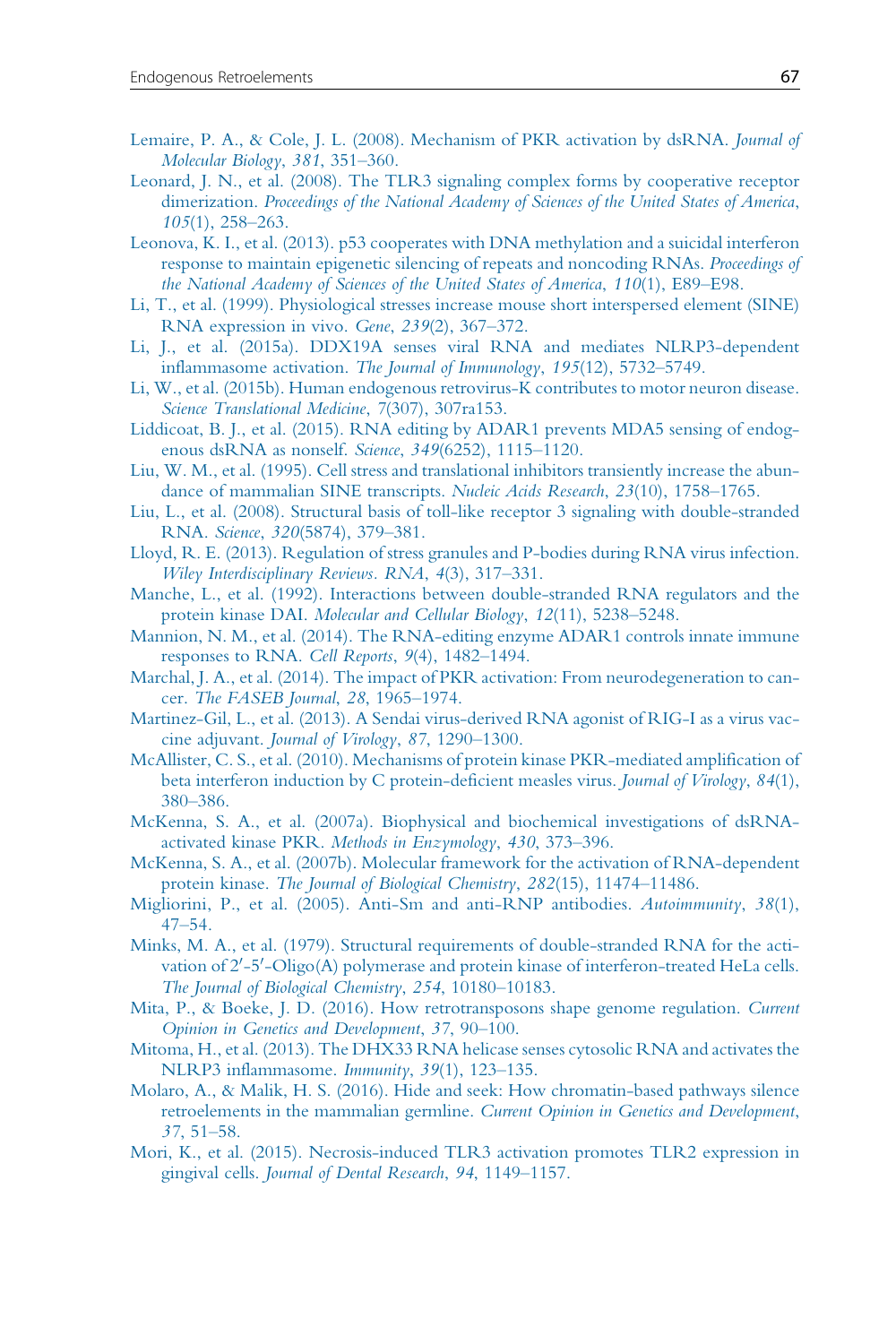Lemaire, P. A., & Cole, J. L. (2008). Mechanism of PKR activation by dsRNA. *Journal of Molecular Biology*, *381*, 351–360.

Leonard, J. N., et al. (2008). The TLR3 signaling complex forms by cooperative receptor dimerization. *Proceedings of the National Academy of Sciences of the United States of America*, *105*(1), 258–263.

Leonova, K. I., et al. (2013). p53 cooperates with DNA methylation and a suicidal interferon response to maintain epigenetic silencing of repeats and noncoding RNAs. *Proceedings of the National Academy of Sciences of the United States of America*, *110*(1), E89–E98.

Li, T., et al. (1999). Physiological stresses increase mouse short interspersed element (SINE) RNA expression in vivo. *Gene*, *239*(2), 367–372.

Li, J., et al. (2015a). DDX19A senses viral RNA and mediates NLRP3-dependent inflammasome activation. *The Journal of Immunology*, *195*(12), 5732–5749.

Li, W., et al. (2015b). Human endogenous retrovirus-K contributes to motor neuron disease. *Science Translational Medicine*, *7*(307), 307ra153.

Liddicoat, B. J., et al. (2015). RNA editing by ADAR1 prevents MDA5 sensing of endogenous dsRNA as nonself. *Science*, *349*(6252), 1115–1120.

Liu, W. M., et al. (1995). Cell stress and translational inhibitors transiently increase the abundance of mammalian SINE transcripts. *Nucleic Acids Research*, *23*(10), 1758–1765.

Liu, L., et al. (2008). Structural basis of toll-like receptor 3 signaling with double-stranded RNA. *Science*, *320*(5874), 379–381.

Lloyd, R. E. (2013). Regulation of stress granules and P-bodies during RNA virus infection. *Wiley Interdisciplinary Reviews. RNA*, *4*(3), 317–331.

Manche, L., et al. (1992). Interactions between double-stranded RNA regulators and the protein kinase DAI. *Molecular and Cellular Biology*, *12*(11), 5238–5248.

Mannion, N. M., et al. (2014). The RNA-editing enzyme ADAR1 controls innate immune responses to RNA. *Cell Reports*, *9*(4), 1482–1494.

Marchal, J. A., et al. (2014). The impact of PKR activation: From neurodegeneration to cancer. *The FASEB Journal*, *28*, 1965–1974.

Martinez-Gil, L., et al. (2013). A Sendai virus-derived RNA agonist of RIG-I as a virus vaccine adjuvant. *Journal of Virology*, *87*, 1290–1300.

McAllister, C. S., et al. (2010). Mechanisms of protein kinase PKR-mediated amplification of beta interferon induction by C protein-deficient measles virus. *Journal of Virology*, *84*(1), 380–386.

McKenna, S. A., et al. (2007a). Biophysical and biochemical investigations of dsRNA-activated kinase PKR. *Methods in Enzymology*, *430*, 373–396.

McKenna, S. A., et al. (2007b). Molecular framework for the activation of RNA-dependent protein kinase. *The Journal of Biological Chemistry*, *282*(15), 11474–11486.

Migliorini, P., et al. (2005). Anti-Sm and anti-RNP antibodies. *Autoimmunity*, *38*(1), 47–54.

Minks, M. A., et al. (1979). Structural requirements of double-stranded RNA for the activation of 2′-5′-Oligo(A) polymerase and protein kinase of interferon-treated HeLa cells. *The Journal of Biological Chemistry*, *254*, 10180–10183.

Mita, P., & Boeke, J. D. (2016). How retrotransposons shape genome regulation. *Current Opinion in Genetics and Development*, *37*, 90–100.

Mitoma, H., et al. (2013). The DHX33 RNA helicase senses cytosolic RNA and activates the NLRP3 inflammasome. *Immunity*, *39*(1), 123–135.

Molaro, A., & Malik, H. S. (2016). Hide and seek: How chromatin-based pathways silence retroelements in the mammalian germline. *Current Opinion in Genetics and Development*, *37*, 51–58.

Mori, K., et al. (2015). Necrosis-induced TLR3 activation promotes TLR2 expression in gingival cells. *Journal of Dental Research*, *94*, 1149–1157.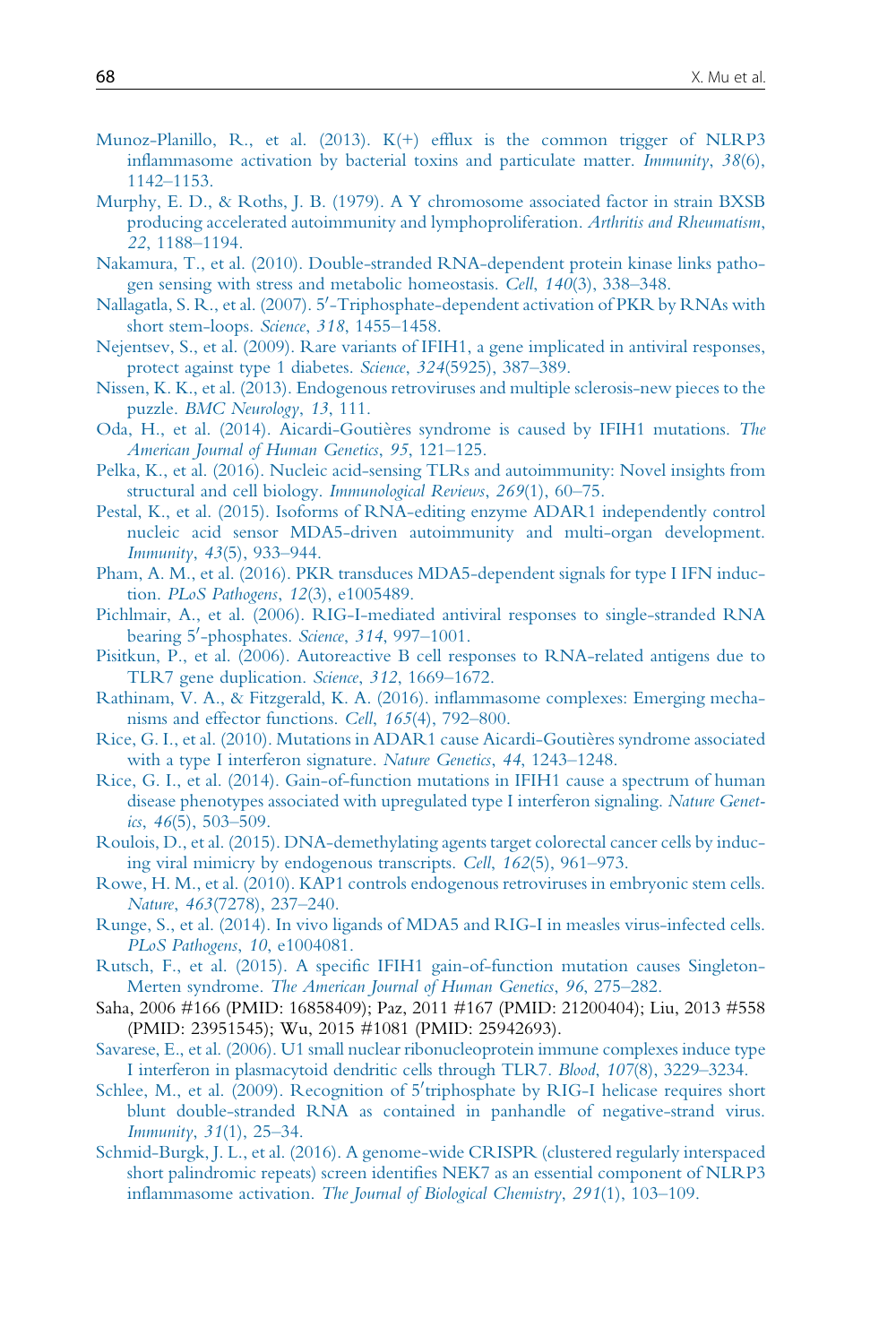Munoz-Planillo, R., et al. (2013). K(+) efflux is the common trigger of NLRP3 inflammasome activation by bacterial toxins and particulate matter. *Immunity*, *38*(6), 1142–1153.

Murphy, E. D., & Roths, J. B. (1979). A Y chromosome associated factor in strain BXSB producing accelerated autoimmunity and lymphoproliferation. *Arthritis and Rheumatism*, *22*, 1188–1194.

Nakamura, T., et al. (2010). Double-stranded RNA-dependent protein kinase links pathogen sensing with stress and metabolic homeostasis. *Cell*, *140*(3), 338–348.

Nallagatla, S. R., et al. (2007). 5′-Triphosphate-dependent activation of PKR by RNAs with short stem-loops. *Science*, *318*, 1455–1458.

Nejentsev, S., et al. (2009). Rare variants of IFIH1, a gene implicated in antiviral responses, protect against type 1 diabetes. *Science*, *324*(5925), 387–389.

Nissen, K. K., et al. (2013). Endogenous retroviruses and multiple sclerosis-new pieces to the puzzle. *BMC Neurology*, *13*, 111.

Oda, H., et al. (2014). Aicardi-Goutières syndrome is caused by IFIH1 mutations. *The American Journal of Human Genetics*, *95*, 121–125.

Pelka, K., et al. (2016). Nucleic acid-sensing TLRs and autoimmunity: Novel insights from structural and cell biology. *Immunological Reviews*, *269*(1), 60–75.

Pestal, K., et al. (2015). Isoforms of RNA-editing enzyme ADAR1 independently control nucleic acid sensor MDA5-driven autoimmunity and multi-organ development. *Immunity*, *43*(5), 933–944.

Pham, A. M., et al. (2016). PKR transduces MDA5-dependent signals for type I IFN induction. *PLoS Pathogens*, *12*(3), e1005489.

Pichlmair, A., et al. (2006). RIG-I-mediated antiviral responses to single-stranded RNA bearing 5′-phosphates. *Science*, *314*, 997–1001.

Pisitkun, P., et al. (2006). Autoreactive B cell responses to RNA-related antigens due to TLR7 gene duplication. *Science*, *312*, 1669–1672.

Rathinam, V. A., & Fitzgerald, K. A. (2016). inflammasome complexes: Emerging mechanisms and effector functions. *Cell*, *165*(4), 792–800.

Rice, G. I., et al. (2010). Mutations in ADAR1 cause Aicardi-Goutières syndrome associated with a type I interferon signature. *Nature Genetics*, *44*, 1243–1248.

Rice, G. I., et al. (2014). Gain-of-function mutations in IFIH1 cause a spectrum of human disease phenotypes associated with upregulated type I interferon signaling. *Nature Genetics*, *46*(5), 503–509.

Roulois, D., et al. (2015). DNA-demethylating agents target colorectal cancer cells by inducing viral mimicry by endogenous transcripts. *Cell*, *162*(5), 961–973.

Rowe, H. M., et al. (2010). KAP1 controls endogenous retroviruses in embryonic stem cells. *Nature*, *463*(7278), 237–240.

Runge, S., et al. (2014). In vivo ligands of MDA5 and RIG-I in measles virus-infected cells. *PLoS Pathogens*, *10*, e1004081.

Rutsch, F., et al. (2015). A specific IFIH1 gain-of-function mutation causes Singleton-Merten syndrome. *The American Journal of Human Genetics*, *96*, 275–282.

Saha, 2006 #166 (PMID: 16858409); Paz, 2011 #167 (PMID: 21200404); Liu, 2013 #558 (PMID: 23951545); Wu, 2015 #1081 (PMID: 25942693).

Savarese, E., et al. (2006). U1 small nuclear ribonucleoprotein immune complexes induce type I interferon in plasmacytoid dendritic cells through TLR7. *Blood*, *107*(8), 3229–3234.

Schlee, M., et al. (2009). Recognition of 5′triphosphate by RIG-I helicase requires short blunt double-stranded RNA as contained in panhandle of negative-strand virus. *Immunity*, *31*(1), 25–34.

Schmid-Burgk, J. L., et al. (2016). A genome-wide CRISPR (clustered regularly interspaced short palindromic repeats) screen identifies NEK7 as an essential component of NLRP3 inflammasome activation. *The Journal of Biological Chemistry*, *291*(1), 103–109.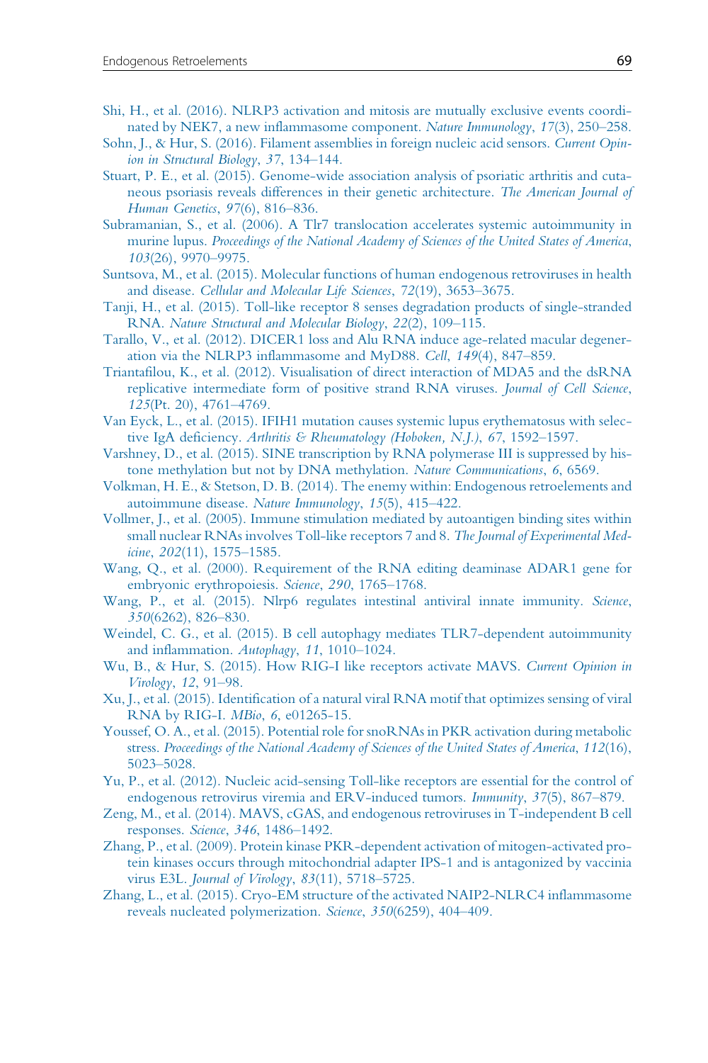Shi, H., et al. (2016). NLRP3 activation and mitosis are mutually exclusive events coordinated by NEK7, a new inflammasome component. *Nature Immunology*, *17*(3), 250–258.

Sohn, J., & Hur, S. (2016). Filament assemblies in foreign nucleic acid sensors. *Current Opinion in Structural Biology*, *37*, 134–144.

Stuart, P. E., et al. (2015). Genome-wide association analysis of psoriatic arthritis and cutaneous psoriasis reveals differences in their genetic architecture. *The American Journal of Human Genetics*, *97*(6), 816–836.

Subramanian, S., et al. (2006). A Tlr7 translocation accelerates systemic autoimmunity in murine lupus. *Proceedings of the National Academy of Sciences of the United States of America*, *103*(26), 9970–9975.

Suntsova, M., et al. (2015). Molecular functions of human endogenous retroviruses in health and disease. *Cellular and Molecular Life Sciences*, *72*(19), 3653–3675.

Tanji, H., et al. (2015). Toll-like receptor 8 senses degradation products of single-stranded RNA. *Nature Structural and Molecular Biology*, *22*(2), 109–115.

Tarallo, V., et al. (2012). DICER1 loss and Alu RNA induce age-related macular degeneration via the NLRP3 inflammasome and MyD88. *Cell*, *149*(4), 847–859.

Triantafilou, K., et al. (2012). Visualisation of direct interaction of MDA5 and the dsRNA replicative intermediate form of positive strand RNA viruses. *Journal of Cell Science*, *125*(Pt. 20), 4761–4769.

Van Eyck, L., et al. (2015). IFIH1 mutation causes systemic lupus erythematosus with selective IgA deficiency. *Arthritis & Rheumatology (Hoboken, N.J.)*, *67*, 1592–1597.

Varshney, D., et al. (2015). SINE transcription by RNA polymerase III is suppressed by histone methylation but not by DNA methylation. *Nature Communications*, *6*, 6569.

Volkman, H. E., & Stetson, D. B. (2014). The enemy within: Endogenous retroelements and autoimmune disease. *Nature Immunology*, *15*(5), 415–422.

Vollmer, J., et al. (2005). Immune stimulation mediated by autoantigen binding sites within small nuclear RNAs involves Toll-like receptors 7 and 8. *The Journal of Experimental Medicine*, *202*(11), 1575–1585.

Wang, Q., et al. (2000). Requirement of the RNA editing deaminase ADAR1 gene for embryonic erythropoiesis. *Science*, *290*, 1765–1768.

Wang, P., et al. (2015). Nlrp6 regulates intestinal antiviral innate immunity. *Science*, *350*(6262), 826–830.

Weindel, C. G., et al. (2015). B cell autophagy mediates TLR7-dependent autoimmunity and inflammation. *Autophagy*, *11*, 1010–1024.

Wu, B., & Hur, S. (2015). How RIG-I like receptors activate MAVS. *Current Opinion in Virology*, *12*, 91–98.

Xu, J., et al. (2015). Identification of a natural viral RNA motif that optimizes sensing of viral RNA by RIG-I. *MBio*, *6*, e01265-15.

Youssef, O. A., et al. (2015). Potential role for snoRNAs in PKR activation during metabolic stress. *Proceedings of the National Academy of Sciences of the United States of America*, *112*(16), 5023–5028.

Yu, P., et al. (2012). Nucleic acid-sensing Toll-like receptors are essential for the control of endogenous retrovirus viremia and ERV-induced tumors. *Immunity*, *37*(5), 867–879.

Zeng, M., et al. (2014). MAVS, cGAS, and endogenous retroviruses in T-independent B cell responses. *Science*, *346*, 1486–1492.

Zhang, P., et al. (2009). Protein kinase PKR-dependent activation of mitogen-activated protein kinases occurs through mitochondrial adapter IPS-1 and is antagonized by vaccinia virus E3L. *Journal of Virology*, *83*(11), 5718–5725.

Zhang, L., et al. (2015). Cryo-EM structure of the activated NAIP2-NLRC4 inflammasome reveals nucleated polymerization. *Science*, *350*(6259), 404–409.